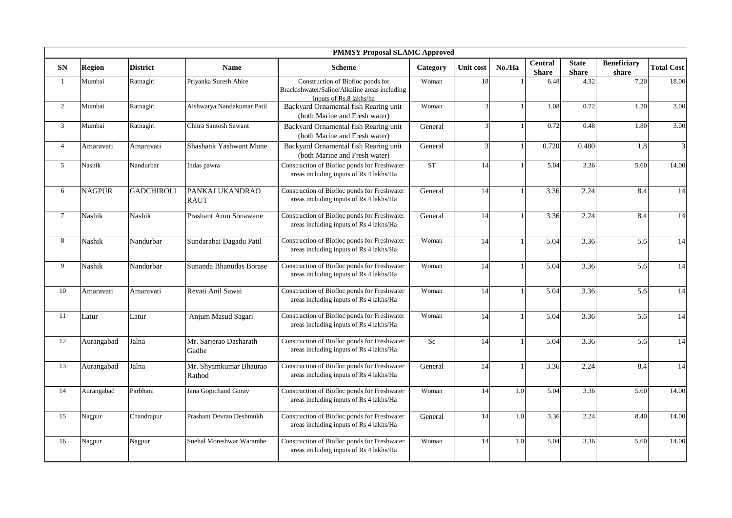| PMMSY Proposal SLAMC Approved | | | | | | | | | | | |
|---|---|---|---|---|---|---|---|---|---|---|---|
| **SN** | **Region** | **District** | **Name** | **Scheme** | **Category** | **Unit cost** | **No./Ha** | **Central Share** | **State Share** | **Beneficiary share** | **Total Cost** |
| 1 | Mumbai | Ratnagiri | Priyanka Suresh Ahire | Construction of Biofloc ponds for Brackishwater/Saline/Alkaline areas including inputs of Rs.8 lakhs/ha | Woman | 18 | 1 | 6.48 | 4.32 | 7.20 | 18.00 |
| 2 | Mumbai | Ratnagiri | Aishwarya Nandakumar Patil | Backyard Ornamental fish Rearing unit (both Marine and Fresh water) | Woman | 3 | 1 | 1.08 | 0.72 | 1.20 | 3.00 |
| 3 | Mumbai | Ratnagiri | Chitra Santosh Sawant | Backyard Ornamental fish Rearing unit (both Marine and Fresh water) | General | 3 | 1 | 0.72 | 0.48 | 1.80 | 3.00 |
| 4 | Amaravati | Amaravati | Shashank Yashwant Mune | Backyard Ornamental fish Rearing unit (both Marine and Fresh water) | General | 3 | 1 | 0.720 | 0.480 | 1.8 | 3 |
| 5 | Nashik | Nandurbar | Indas pawra | Construction of Biofloc ponds for Freshwater areas including inputs of Rs 4 lakhs/Ha | ST | 14 | 1 | 5.04 | 3.36 | 5.60 | 14.00 |
| 6 | NAGPUR | GADCHIROLI | PANKAJ UKANDRAO RAUT | Construction of Biofloc ponds for Freshwater areas including inputs of Rs 4 lakhs/Ha | General | 14 | 1 | 3.36 | 2.24 | 8.4 | 14 |
| 7 | Nashik | Nashik | Prashant Arun Sonawane | Construction of Biofloc ponds for Freshwater areas including inputs of Rs 4 lakhs/Ha | General | 14 | 1 | 3.36 | 2.24 | 8.4 | 14 |
| 8 | Nashik | Nandurbar | Sundarabai Dagadu Patil | Construction of Biofloc ponds for Freshwater areas including inputs of Rs 4 lakhs/Ha | Woman | 14 | 1 | 5.04 | 3.36 | 5.6 | 14 |
| 9 | Nashik | Nandurbar | Sunanda Bhanudas Borase | Construction of Biofloc ponds for Freshwater areas including inputs of Rs 4 lakhs/Ha | Woman | 14 | 1 | 5.04 | 3.36 | 5.6 | 14 |
| 10 | Amaravati | Amaravati | Revati Anil Sawai | Construction of Biofloc ponds for Freshwater areas including inputs of Rs 4 lakhs/Ha | Woman | 14 | 1 | 5.04 | 3.36 | 5.6 | 14 |
| 11 | Latur | Latur | Anjum Masud Sagari | Construction of Biofloc ponds for Freshwater areas including inputs of Rs 4 lakhs/Ha | Woman | 14 | 1 | 5.04 | 3.36 | 5.6 | 14 |
| 12 | Aurangabad | Jalna | Mr. Sarjerao Dasharath Gadhe | Construction of Biofloc ponds for Freshwater areas including inputs of Rs 4 lakhs/Ha | Sc | 14 | 1 | 5.04 | 3.36 | 5.6 | 14 |
| 13 | Aurangabad | Jalna | Mr. Shyamkumar Bhaurao Rathod | Construction of Biofloc ponds for Freshwater areas including inputs of Rs 4 lakhs/Ha | General | 14 | 1 | 3.36 | 2.24 | 8.4 | 14 |
| 14 | Aurangabad | Parbhani | Jana Gopichand Gurav | Construction of Biofloc ponds for Freshwater areas including inputs of Rs 4 lakhs/Ha | Woman | 14 | 1.0 | 5.04 | 3.36 | 5.60 | 14.00 |
| 15 | Nagpur | Chandrapur | Prashant Devrao Deshmukh | Construction of Biofloc ponds for Freshwater areas including inputs of Rs 4 lakhs/Ha | General | 14 | 1.0 | 3.36 | 2.24 | 8.40 | 14.00 |
| 16 | Nagpur | Nagpur | Snehal Moreshwar Warambe | Construction of Biofloc ponds for Freshwater areas including inputs of Rs 4 lakhs/Ha | Woman | 14 | 1.0 | 5.04 | 3.36 | 5.60 | 14.00 |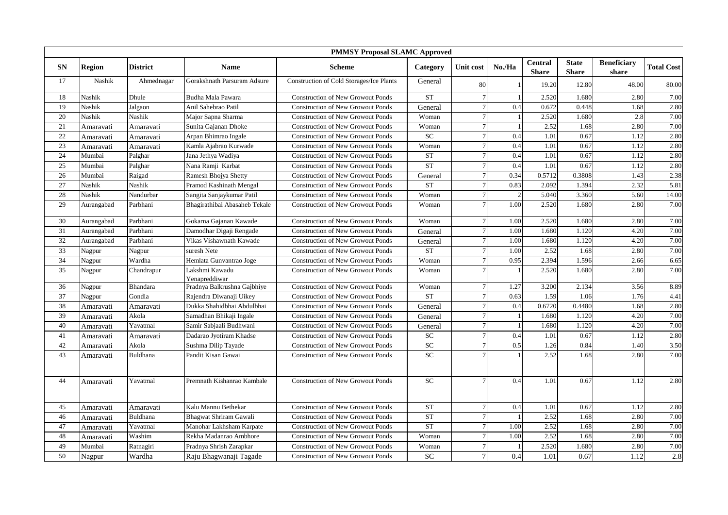| PMMSY Proposal SLAMC Approved | | | | | | | | | | | |
|---|---|---|---|---|---|---|---|---|---|---|---|
| SN | Region | District | Name | Scheme | Category | Unit cost | No./Ha | Central Share | State Share | Beneficiary share | Total Cost |
| 17 | Nashik | Ahmednagar | Gorakshnath Parsuram Adsure | Construction of Cold Storages/Ice Plants | General | 80 | 1 | 19.20 | 12.80 | 48.00 | 80.00 |
| 18 | Nashik | Dhule | Budha Mala Pawara | Construction of New Growout Ponds | ST | 7 | 1 | 2.520 | 1.680 | 2.80 | 7.00 |
| 19 | Nashik | Jalgaon | Anil Sahebrao Patil | Construction of New Growout Ponds | General | 7 | 0.4 | 0.672 | 0.448 | 1.68 | 2.80 |
| 20 | Nashik | Nashik | Major Sapna Sharma | Construction of New Growout Ponds | Woman | 7 | 1 | 2.520 | 1.680 | 2.8 | 7.00 |
| 21 | Amaravati | Amaravati | Sunita Gajanan Dhoke | Construction of New Growout Ponds | Woman | 7 | 1 | 2.52 | 1.68 | 2.80 | 7.00 |
| 22 | Amaravati | Amaravati | Arpan Bhimrao Ingale | Construction of New Growout Ponds | SC | 7 | 0.4 | 1.01 | 0.67 | 1.12 | 2.80 |
| 23 | Amaravati | Amaravati | Kamla Ajabrao Kurwade | Construction of New Growout Ponds | Woman | 7 | 0.4 | 1.01 | 0.67 | 1.12 | 2.80 |
| 24 | Mumbai | Palghar | Jana Jethya Wadiya | Construction of New Growout Ponds | ST | 7 | 0.4 | 1.01 | 0.67 | 1.12 | 2.80 |
| 25 | Mumbai | Palghar | Nana Ramji Karbat | Construction of New Growout Ponds | ST | 7 | 0.4 | 1.01 | 0.67 | 1.12 | 2.80 |
| 26 | Mumbai | Raigad | Ramesh Bhojya Shetty | Construction of New Growout Ponds | General | 7 | 0.34 | 0.5712 | 0.3808 | 1.43 | 2.38 |
| 27 | Nashik | Nashik | Pramod Kashinath Mengal | Construction of New Growout Ponds | ST | 7 | 0.83 | 2.092 | 1.394 | 2.32 | 5.81 |
| 28 | Nashik | Nandurbar | Sangita Sanjaykumar Patil | Construction of New Growout Ponds | Woman | 7 | 2 | 5.040 | 3.360 | 5.60 | 14.00 |
| 29 | Aurangabad | Parbhani | Bhagirathibai Abasaheb Tekale | Construction of New Growout Ponds | Woman | 7 | 1.00 | 2.520 | 1.680 | 2.80 | 7.00 |
| 30 | Aurangabad | Parbhani | Gokarna Gajanan Kawade | Construction of New Growout Ponds | Woman | 7 | 1.00 | 2.520 | 1.680 | 2.80 | 7.00 |
| 31 | Aurangabad | Parbhani | Damodhar Digaji Rengade | Construction of New Growout Ponds | General | 7 | 1.00 | 1.680 | 1.120 | 4.20 | 7.00 |
| 32 | Aurangabad | Parbhani | Vikas Vishawnath Kawade | Construction of New Growout Ponds | General | 7 | 1.00 | 1.680 | 1.120 | 4.20 | 7.00 |
| 33 | Nagpur | Nagpur | suresh Nete | Construction of New Growout Ponds | ST | 7 | 1.00 | 2.52 | 1.68 | 2.80 | 7.00 |
| 34 | Nagpur | Wardha | Hemlata Gunvantrao Joge | Construction of New Growout Ponds | Woman | 7 | 0.95 | 2.394 | 1.596 | 2.66 | 6.65 |
| 35 | Nagpur | Chandrapur | Lakshmi Kawadu Yenapreddiwar | Construction of New Growout Ponds | Woman | 7 | 1 | 2.520 | 1.680 | 2.80 | 7.00 |
| 36 | Nagpur | Bhandara | Pradnya Balkrushna Gajbhiye | Construction of New Growout Ponds | Woman | 7 | 1.27 | 3.200 | 2.134 | 3.56 | 8.89 |
| 37 | Nagpur | Gondia | Rajendra Diwanaji Uikey | Construction of New Growout Ponds | ST | 7 | 0.63 | 1.59 | 1.06 | 1.76 | 4.41 |
| 38 | Amaravati | Amaravati | Dukka Shahidbhai Abdulbhai | Construction of New Growout Ponds | General | 7 | 0.4 | 0.6720 | 0.4480 | 1.68 | 2.80 |
| 39 | Amaravati | Akola | Samadhan Bhikaji Ingale | Construction of New Growout Ponds | General | 7 | 1 | 1.680 | 1.120 | 4.20 | 7.00 |
| 40 | Amaravati | Yavatmal | Samir Sabjaali Budhwani | Construction of New Growout Ponds | General | 7 | 1 | 1.680 | 1.120 | 4.20 | 7.00 |
| 41 | Amaravati | Amaravati | Dadarao Jyotiram Khadse | Construction of New Growout Ponds | SC | 7 | 0.4 | 1.01 | 0.67 | 1.12 | 2.80 |
| 42 | Amaravati | Akola | Sushma Dilip Tayade | Construction of New Growout Ponds | SC | 7 | 0.5 | 1.26 | 0.84 | 1.40 | 3.50 |
| 43 | Amaravati | Buldhana | Pandit Kisan Gawai | Construction of New Growout Ponds | SC | 7 | 1 | 2.52 | 1.68 | 2.80 | 7.00 |
| 44 | Amaravati | Yavatmal | Premnath Kishanrao Kambale | Construction of New Growout Ponds | SC | 7 | 0.4 | 1.01 | 0.67 | 1.12 | 2.80 |
| 45 | Amaravati | Amaravati | Kalu Mannu Bethekar | Construction of New Growout Ponds | ST | 7 | 0.4 | 1.01 | 0.67 | 1.12 | 2.80 |
| 46 | Amaravati | Buldhana | Bhagwat Shriram Gawali | Construction of New Growout Ponds | ST | 7 | 1 | 2.52 | 1.68 | 2.80 | 7.00 |
| 47 | Amaravati | Yavatmal | Manohar Lakhsham Karpate | Construction of New Growout Ponds | ST | 7 | 1.00 | 2.52 | 1.68 | 2.80 | 7.00 |
| 48 | Amaravati | Washim | Rekha Madanrao Ambhore | Construction of New Growout Ponds | Woman | 7 | 1.00 | 2.52 | 1.68 | 2.80 | 7.00 |
| 49 | Mumbai | Ratnagiri | Pradnya Shrish Zarapkar | Construction of New Growout Ponds | Woman | 7 | 1 | 2.520 | 1.680 | 2.80 | 7.00 |
| 50 | Nagpur | Wardha | Raju Bhagwanaji Tagade | Construction of New Growout Ponds | SC | 7 | 0.4 | 1.01 | 0.67 | 1.12 | 2.8 |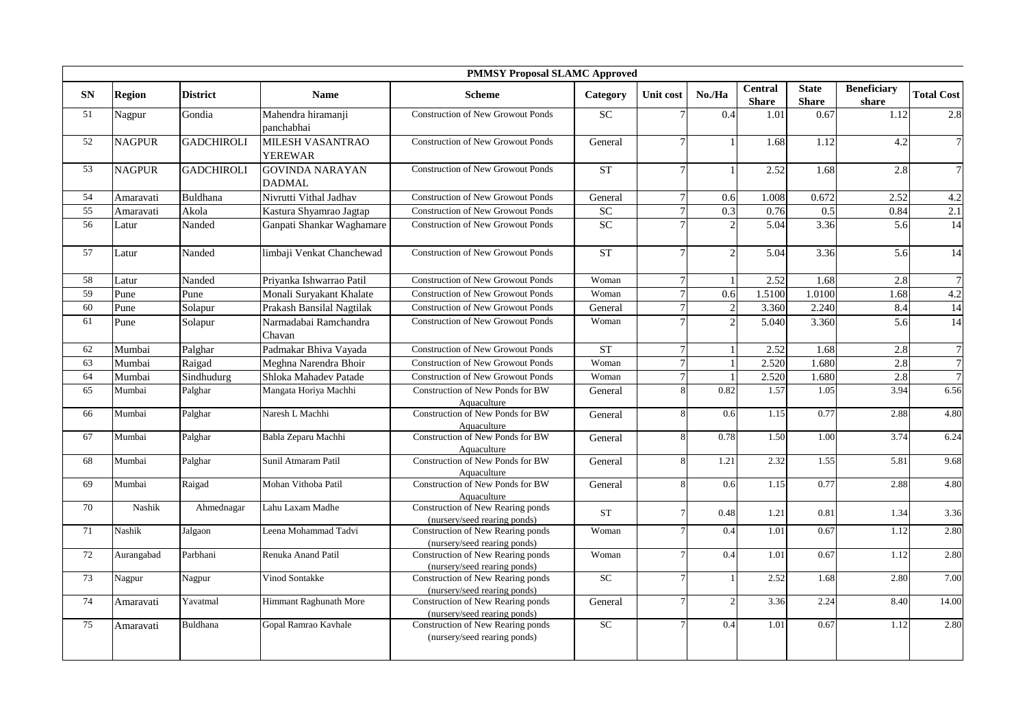| PMMSY Proposal SLAMC Approved | | | | | | | | | | | |
|---|---|---|---|---|---|---|---|---|---|---|---|
| SN | Region | District | Name | Scheme | Category | Unit cost | No./Ha | Central Share | State Share | Beneficiary share | Total Cost |
| 51 | Nagpur | Gondia | Mahendra hiramanji panchabhai | Construction of New Growout Ponds | SC | 7 | 0.4 | 1.01 | 0.67 | 1.12 | 2.8 |
| 52 | NAGPUR | GADCHIROLI | MILESH VASANTRAO YEREWAR | Construction of New Growout Ponds | General | 7 | 1 | 1.68 | 1.12 | 4.2 | 7 |
| 53 | NAGPUR | GADCHIROLI | GOVINDA NARAYAN DADMAL | Construction of New Growout Ponds | ST | 7 | 1 | 2.52 | 1.68 | 2.8 | 7 |
| 54 | Amaravati | Buldhana | Nivrutti Vithal Jadhav | Construction of New Growout Ponds | General | 7 | 0.6 | 1.008 | 0.672 | 2.52 | 4.2 |
| 55 | Amaravati | Akola | Kastura Shyamrao Jagtap | Construction of New Growout Ponds | SC | 7 | 0.3 | 0.76 | 0.5 | 0.84 | 2.1 |
| 56 | Latur | Nanded | Ganpati Shankar Waghamare | Construction of New Growout Ponds | SC | 7 | 2 | 5.04 | 3.36 | 5.6 | 14 |
| 57 | Latur | Nanded | limbaji Venkat Chanchewad | Construction of New Growout Ponds | ST | 7 | 2 | 5.04 | 3.36 | 5.6 | 14 |
| 58 | Latur | Nanded | Priyanka Ishwarrao Patil | Construction of New Growout Ponds | Woman | 7 | 1 | 2.52 | 1.68 | 2.8 | 7 |
| 59 | Pune | Pune | Monali Suryakant Khalate | Construction of New Growout Ponds | Woman | 7 | 0.6 | 1.5100 | 1.0100 | 1.68 | 4.2 |
| 60 | Pune | Solapur | Prakash Bansilal Nagtilak | Construction of New Growout Ponds | General | 7 | 2 | 3.360 | 2.240 | 8.4 | 14 |
| 61 | Pune | Solapur | Narmadabai Ramchandra Chavan | Construction of New Growout Ponds | Woman | 7 | 2 | 5.040 | 3.360 | 5.6 | 14 |
| 62 | Mumbai | Palghar | Padmakar Bhiva Vayada | Construction of New Growout Ponds | ST | 7 | 1 | 2.52 | 1.68 | 2.8 | 7 |
| 63 | Mumbai | Raigad | Meghna Narendra Bhoir | Construction of New Growout Ponds | Woman | 7 | 1 | 2.520 | 1.680 | 2.8 | 7 |
| 64 | Mumbai | Sindhudurg | Shloka Mahadev Patade | Construction of New Growout Ponds | Woman | 7 | 1 | 2.520 | 1.680 | 2.8 | 7 |
| 65 | Mumbai | Palghar | Mangata Horiya Machhi | Construction of New Ponds for BW Aquaculture | General | 8 | 0.82 | 1.57 | 1.05 | 3.94 | 6.56 |
| 66 | Mumbai | Palghar | Naresh L Machhi | Construction of New Ponds for BW Aquaculture | General | 8 | 0.6 | 1.15 | 0.77 | 2.88 | 4.80 |
| 67 | Mumbai | Palghar | Babla Zeparu Machhi | Construction of New Ponds for BW Aquaculture | General | 8 | 0.78 | 1.50 | 1.00 | 3.74 | 6.24 |
| 68 | Mumbai | Palghar | Sunil Atmaram Patil | Construction of New Ponds for BW Aquaculture | General | 8 | 1.21 | 2.32 | 1.55 | 5.81 | 9.68 |
| 69 | Mumbai | Raigad | Mohan Vithoba Patil | Construction of New Ponds for BW Aquaculture | General | 8 | 0.6 | 1.15 | 0.77 | 2.88 | 4.80 |
| 70 | Nashik | Ahmednagar | Lahu Laxam Madhe | Construction of New Rearing ponds (nursery/seed rearing ponds) | ST | 7 | 0.48 | 1.21 | 0.81 | 1.34 | 3.36 |
| 71 | Nashik | Jalgaon | Leena Mohammad Tadvi | Construction of New Rearing ponds (nursery/seed rearing ponds) | Woman | 7 | 0.4 | 1.01 | 0.67 | 1.12 | 2.80 |
| 72 | Aurangabad | Parbhani | Renuka Anand Patil | Construction of New Rearing ponds (nursery/seed rearing ponds) | Woman | 7 | 0.4 | 1.01 | 0.67 | 1.12 | 2.80 |
| 73 | Nagpur | Nagpur | Vinod Sontakke | Construction of New Rearing ponds (nursery/seed rearing ponds) | SC | 7 | 1 | 2.52 | 1.68 | 2.80 | 7.00 |
| 74 | Amaravati | Yavatmal | Himmant Raghunath More | Construction of New Rearing ponds (nursery/seed rearing ponds) | General | 7 | 2 | 3.36 | 2.24 | 8.40 | 14.00 |
| 75 | Amaravati | Buldhana | Gopal Ramrao Kavhale | Construction of New Rearing ponds (nursery/seed rearing ponds) | SC | 7 | 0.4 | 1.01 | 0.67 | 1.12 | 2.80 |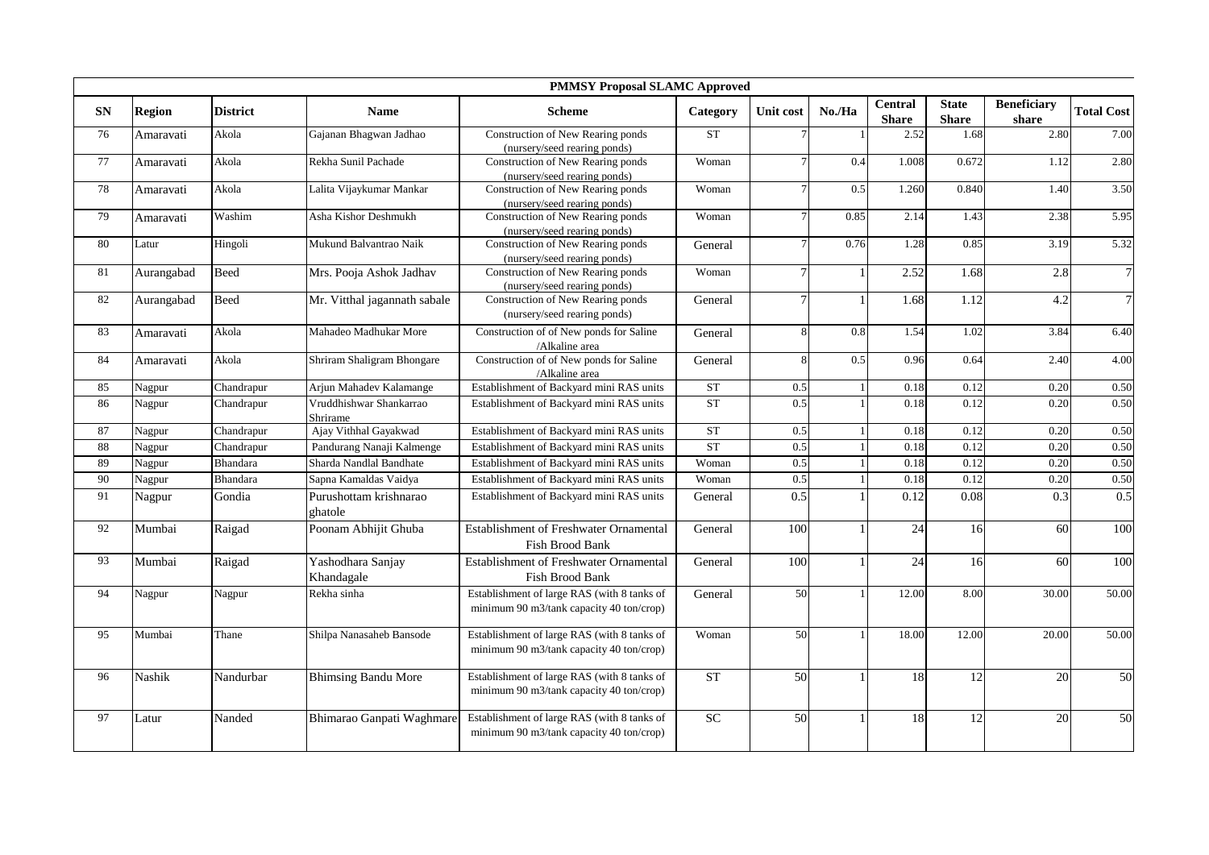| PMMSY Proposal SLAMC Approved | | | | | | | | | | | |
|---|---|---|---|---|---|---|---|---|---|---|---|
| **SN** | **Region** | **District** | **Name** | **Scheme** | **Category** | **Unit cost** | **No./Ha** | **Central Share** | **State Share** | **Beneficiary share** | **Total Cost** |
| 76 | Amaravati | Akola | Gajanan Bhagwan Jadhao | Construction of New Rearing ponds (nursery/seed rearing ponds) | ST | 7 | 1 | 2.52 | 1.68 | 2.80 | 7.00 |
| 77 | Amaravati | Akola | Rekha Sunil Pachade | Construction of New Rearing ponds (nursery/seed rearing ponds) | Woman | 7 | 0.4 | 1.008 | 0.672 | 1.12 | 2.80 |
| 78 | Amaravati | Akola | Lalita Vijaykumar Mankar | Construction of New Rearing ponds (nursery/seed rearing ponds) | Woman | 7 | 0.5 | 1.260 | 0.840 | 1.40 | 3.50 |
| 79 | Amaravati | Washim | Asha Kishor Deshmukh | Construction of New Rearing ponds (nursery/seed rearing ponds) | Woman | 7 | 0.85 | 2.14 | 1.43 | 2.38 | 5.95 |
| 80 | Latur | Hingoli | Mukund Balvantrao Naik | Construction of New Rearing ponds (nursery/seed rearing ponds) | General | 7 | 0.76 | 1.28 | 0.85 | 3.19 | 5.32 |
| 81 | Aurangabad | Beed | Mrs. Pooja Ashok Jadhav | Construction of New Rearing ponds (nursery/seed rearing ponds) | Woman | 7 | 1 | 2.52 | 1.68 | 2.8 | 7 |
| 82 | Aurangabad | Beed | Mr. Vitthal jagannath sabale | Construction of New Rearing ponds (nursery/seed rearing ponds) | General | 7 | 1 | 1.68 | 1.12 | 4.2 | 7 |
| 83 | Amaravati | Akola | Mahadeo Madhukar More | Construction of of New ponds for Saline /Alkaline area | General | 8 | 0.8 | 1.54 | 1.02 | 3.84 | 6.40 |
| 84 | Amaravati | Akola | Shriram Shaligram Bhongare | Construction of of New ponds for Saline /Alkaline area | General | 8 | 0.5 | 0.96 | 0.64 | 2.40 | 4.00 |
| 85 | Nagpur | Chandrapur | Arjun Mahadev Kalamange | Establishment of Backyard mini RAS units | ST | 0.5 | 1 | 0.18 | 0.12 | 0.20 | 0.50 |
| 86 | Nagpur | Chandrapur | Vruddhishwar Shankarrao Shrirame | Establishment of Backyard mini RAS units | ST | 0.5 | 1 | 0.18 | 0.12 | 0.20 | 0.50 |
| 87 | Nagpur | Chandrapur | Ajay Vithhal Gayakwad | Establishment of Backyard mini RAS units | ST | 0.5 | 1 | 0.18 | 0.12 | 0.20 | 0.50 |
| 88 | Nagpur | Chandrapur | Pandurang Nanaji Kalmenge | Establishment of Backyard mini RAS units | ST | 0.5 | 1 | 0.18 | 0.12 | 0.20 | 0.50 |
| 89 | Nagpur | Bhandara | Sharda Nandlal Bandhate | Establishment of Backyard mini RAS units | Woman | 0.5 | 1 | 0.18 | 0.12 | 0.20 | 0.50 |
| 90 | Nagpur | Bhandara | Sapna Kamaldas Vaidya | Establishment of Backyard mini RAS units | Woman | 0.5 | 1 | 0.18 | 0.12 | 0.20 | 0.50 |
| 91 | Nagpur | Gondia | Purushottam krishnarao ghatole | Establishment of Backyard mini RAS units | General | 0.5 | 1 | 0.12 | 0.08 | 0.3 | 0.5 |
| 92 | Mumbai | Raigad | Poonam Abhijit Ghuba | Establishment of Freshwater Ornamental Fish Brood Bank | General | 100 | 1 | 24 | 16 | 60 | 100 |
| 93 | Mumbai | Raigad | Yashodhara Sanjay Khandagale | Establishment of Freshwater Ornamental Fish Brood Bank | General | 100 | 1 | 24 | 16 | 60 | 100 |
| 94 | Nagpur | Nagpur | Rekha sinha | Establishment of large RAS (with 8 tanks of minimum 90 m3/tank capacity 40 ton/crop) | General | 50 | 1 | 12.00 | 8.00 | 30.00 | 50.00 |
| 95 | Mumbai | Thane | Shilpa Nanasaheb Bansode | Establishment of large RAS (with 8 tanks of minimum 90 m3/tank capacity 40 ton/crop) | Woman | 50 | 1 | 18.00 | 12.00 | 20.00 | 50.00 |
| 96 | Nashik | Nandurbar | Bhimsing Bandu More | Establishment of large RAS (with 8 tanks of minimum 90 m3/tank capacity 40 ton/crop) | ST | 50 | 1 | 18 | 12 | 20 | 50 |
| 97 | Latur | Nanded | Bhimarao Ganpati Waghmare | Establishment of large RAS (with 8 tanks of minimum 90 m3/tank capacity 40 ton/crop) | SC | 50 | 1 | 18 | 12 | 20 | 50 |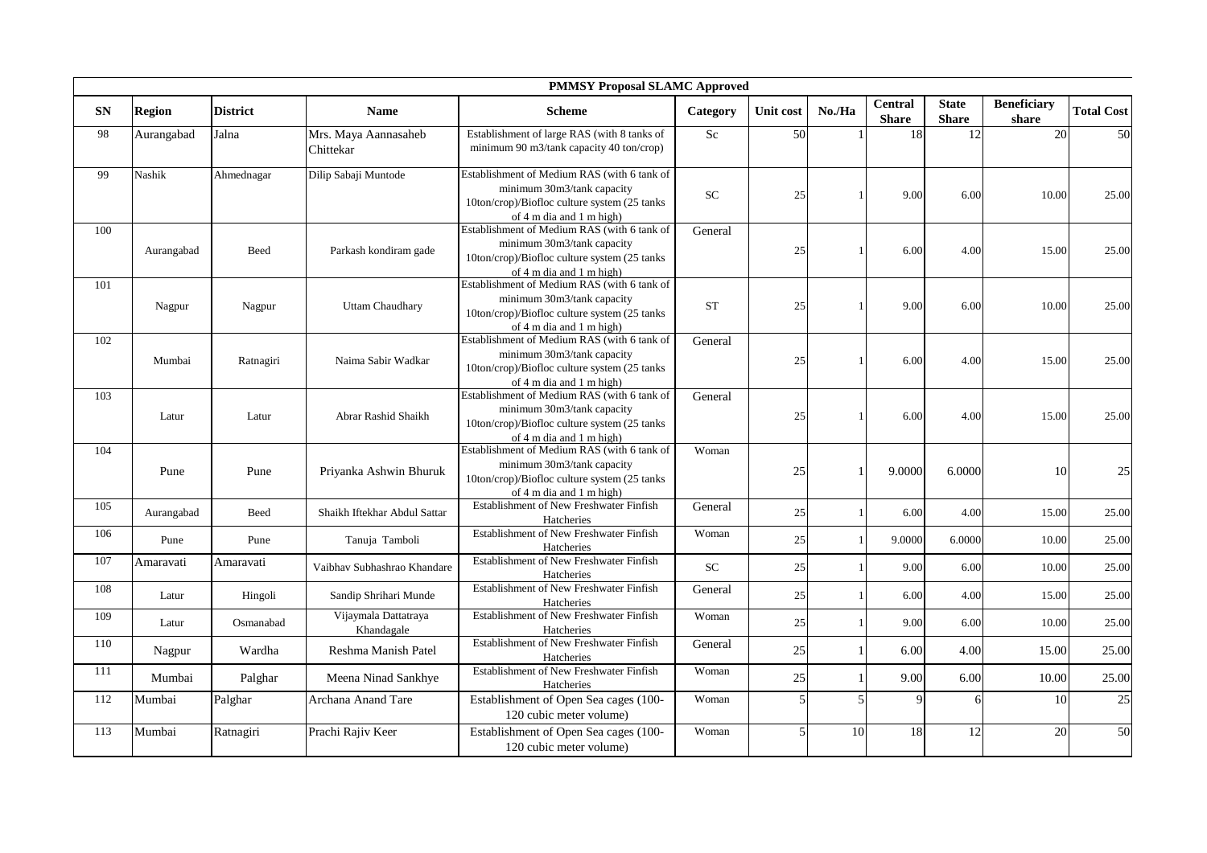| PMMSY Proposal SLAMC Approved | | | | | | | | | | | |
|---|---|---|---|---|---|---|---|---|---|---|---|
| SN | Region | District | Name | Scheme | Category | Unit cost | No./Ha | Central Share | State Share | Beneficiary share | Total Cost |
| 98 | Aurangabad | Jalna | Mrs. Maya Aannasaheb Chittekar | Establishment of large RAS (with 8 tanks of minimum 90 m3/tank capacity 40 ton/crop) | Sc | 50 | 1 | 18 | 12 | 20 | 50 |
| 99 | Nashik | Ahmednagar | Dilip Sabaji Muntode | Establishment of Medium RAS (with 6 tank of minimum 30m3/tank capacity 10ton/crop)/Biofloc culture system (25 tanks of 4 m dia and 1 m high) | SC | 25 | 1 | 9.00 | 6.00 | 10.00 | 25.00 |
| 100 | Aurangabad | Beed | Parkash kondiram gade | Establishment of Medium RAS (with 6 tank of minimum 30m3/tank capacity 10ton/crop)/Biofloc culture system (25 tanks of 4 m dia and 1 m high) | General | 25 | 1 | 6.00 | 4.00 | 15.00 | 25.00 |
| 101 | Nagpur | Nagpur | Uttam Chaudhary | Establishment of Medium RAS (with 6 tank of minimum 30m3/tank capacity 10ton/crop)/Biofloc culture system (25 tanks of 4 m dia and 1 m high) | ST | 25 | 1 | 9.00 | 6.00 | 10.00 | 25.00 |
| 102 | Mumbai | Ratnagiri | Naima Sabir Wadkar | Establishment of Medium RAS (with 6 tank of minimum 30m3/tank capacity 10ton/crop)/Biofloc culture system (25 tanks of 4 m dia and 1 m high) | General | 25 | 1 | 6.00 | 4.00 | 15.00 | 25.00 |
| 103 | Latur | Latur | Abrar Rashid Shaikh | Establishment of Medium RAS (with 6 tank of minimum 30m3/tank capacity 10ton/crop)/Biofloc culture system (25 tanks of 4 m dia and 1 m high) | General | 25 | 1 | 6.00 | 4.00 | 15.00 | 25.00 |
| 104 | Pune | Pune | Priyanka Ashwin Bhuruk | Establishment of Medium RAS (with 6 tank of minimum 30m3/tank capacity 10ton/crop)/Biofloc culture system (25 tanks of 4 m dia and 1 m high) | Woman | 25 | 1 | 9.0000 | 6.0000 | 10 | 25 |
| 105 | Aurangabad | Beed | Shaikh Iftekhar Abdul Sattar | Establishment of New Freshwater Finfish Hatcheries | General | 25 | 1 | 6.00 | 4.00 | 15.00 | 25.00 |
| 106 | Pune | Pune | Tanuja Tamboli | Establishment of New Freshwater Finfish Hatcheries | Woman | 25 | 1 | 9.0000 | 6.0000 | 10.00 | 25.00 |
| 107 | Amaravati | Amaravati | Vaibhav Subhashrao Khandare | Establishment of New Freshwater Finfish Hatcheries | SC | 25 | 1 | 9.00 | 6.00 | 10.00 | 25.00 |
| 108 | Latur | Hingoli | Sandip Shrihari Munde | Establishment of New Freshwater Finfish Hatcheries | General | 25 | 1 | 6.00 | 4.00 | 15.00 | 25.00 |
| 109 | Latur | Osmanabad | Vijaymala Dattatraya Khandagale | Establishment of New Freshwater Finfish Hatcheries | Woman | 25 | 1 | 9.00 | 6.00 | 10.00 | 25.00 |
| 110 | Nagpur | Wardha | Reshma Manish Patel | Establishment of New Freshwater Finfish Hatcheries | General | 25 | 1 | 6.00 | 4.00 | 15.00 | 25.00 |
| 111 | Mumbai | Palghar | Meena Ninad Sankhye | Establishment of New Freshwater Finfish Hatcheries | Woman | 25 | 1 | 9.00 | 6.00 | 10.00 | 25.00 |
| 112 | Mumbai | Palghar | Archana Anand Tare | Establishment of Open Sea cages (100-120 cubic meter volume) | Woman | 5 | 5 | 9 | 6 | 10 | 25 |
| 113 | Mumbai | Ratnagiri | Prachi Rajiv Keer | Establishment of Open Sea cages (100-120 cubic meter volume) | Woman | 5 | 10 | 18 | 12 | 20 | 50 |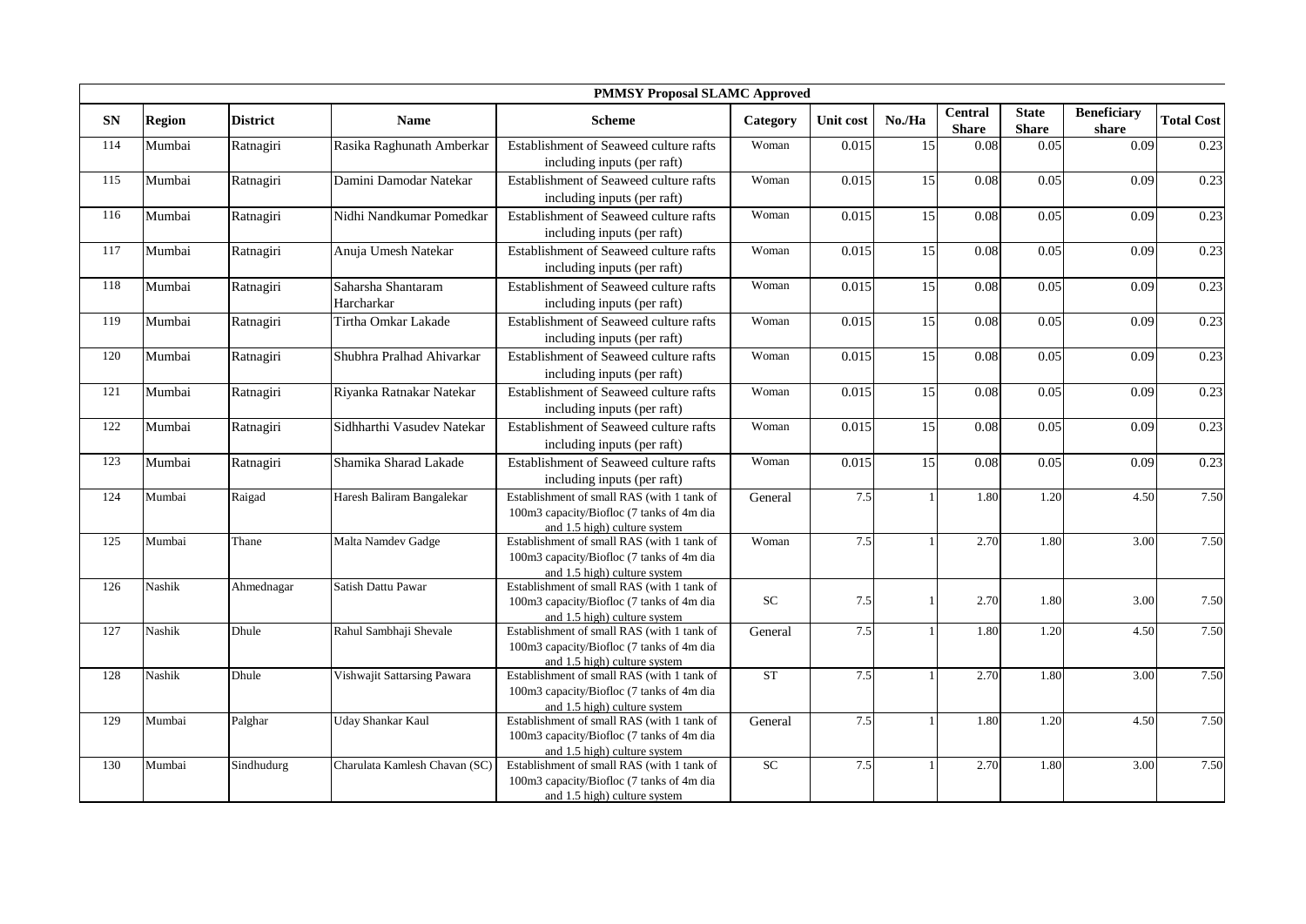| PMMSY Proposal SLAMC Approved | | | | | | | | | | | |
|---|---|---|---|---|---|---|---|---|---|---|---|
| SN | Region | District | Name | Scheme | Category | Unit cost | No./Ha | Central Share | State Share | Beneficiary share | Total Cost |
| 114 | Mumbai | Ratnagiri | Rasika Raghunath Amberkar | Establishment of Seaweed culture rafts including inputs (per raft) | Woman | 0.015 | 15 | 0.08 | 0.05 | 0.09 | 0.23 |
| 115 | Mumbai | Ratnagiri | Damini Damodar Natekar | Establishment of Seaweed culture rafts including inputs (per raft) | Woman | 0.015 | 15 | 0.08 | 0.05 | 0.09 | 0.23 |
| 116 | Mumbai | Ratnagiri | Nidhi Nandkumar Pomedkar | Establishment of Seaweed culture rafts including inputs (per raft) | Woman | 0.015 | 15 | 0.08 | 0.05 | 0.09 | 0.23 |
| 117 | Mumbai | Ratnagiri | Anuja Umesh Natekar | Establishment of Seaweed culture rafts including inputs (per raft) | Woman | 0.015 | 15 | 0.08 | 0.05 | 0.09 | 0.23 |
| 118 | Mumbai | Ratnagiri | Saharsha Shantaram Harcharkar | Establishment of Seaweed culture rafts including inputs (per raft) | Woman | 0.015 | 15 | 0.08 | 0.05 | 0.09 | 0.23 |
| 119 | Mumbai | Ratnagiri | Tirtha Omkar Lakade | Establishment of Seaweed culture rafts including inputs (per raft) | Woman | 0.015 | 15 | 0.08 | 0.05 | 0.09 | 0.23 |
| 120 | Mumbai | Ratnagiri | Shubhra Pralhad Ahivarkar | Establishment of Seaweed culture rafts including inputs (per raft) | Woman | 0.015 | 15 | 0.08 | 0.05 | 0.09 | 0.23 |
| 121 | Mumbai | Ratnagiri | Riyanka Ratnakar Natekar | Establishment of Seaweed culture rafts including inputs (per raft) | Woman | 0.015 | 15 | 0.08 | 0.05 | 0.09 | 0.23 |
| 122 | Mumbai | Ratnagiri | Sidhharthi Vasudev Natekar | Establishment of Seaweed culture rafts including inputs (per raft) | Woman | 0.015 | 15 | 0.08 | 0.05 | 0.09 | 0.23 |
| 123 | Mumbai | Ratnagiri | Shamika Sharad Lakade | Establishment of Seaweed culture rafts including inputs (per raft) | Woman | 0.015 | 15 | 0.08 | 0.05 | 0.09 | 0.23 |
| 124 | Mumbai | Raigad | Haresh Baliram Bangalekar | Establishment of small RAS (with 1 tank of 100m3 capacity/Biofloc (7 tanks of 4m dia and 1.5 high) culture system | General | 7.5 | 1 | 1.80 | 1.20 | 4.50 | 7.50 |
| 125 | Mumbai | Thane | Malta Namdev Gadge | Establishment of small RAS (with 1 tank of 100m3 capacity/Biofloc (7 tanks of 4m dia and 1.5 high) culture system | Woman | 7.5 | 1 | 2.70 | 1.80 | 3.00 | 7.50 |
| 126 | Nashik | Ahmednagar | Satish Dattu Pawar | Establishment of small RAS (with 1 tank of 100m3 capacity/Biofloc (7 tanks of 4m dia and 1.5 high) culture system | SC | 7.5 | 1 | 2.70 | 1.80 | 3.00 | 7.50 |
| 127 | Nashik | Dhule | Rahul Sambhaji Shevale | Establishment of small RAS (with 1 tank of 100m3 capacity/Biofloc (7 tanks of 4m dia and 1.5 high) culture system | General | 7.5 | 1 | 1.80 | 1.20 | 4.50 | 7.50 |
| 128 | Nashik | Dhule | Vishwajit Sattarsing Pawara | Establishment of small RAS (with 1 tank of 100m3 capacity/Biofloc (7 tanks of 4m dia and 1.5 high) culture system | ST | 7.5 | 1 | 2.70 | 1.80 | 3.00 | 7.50 |
| 129 | Mumbai | Palghar | Uday Shankar Kaul | Establishment of small RAS (with 1 tank of 100m3 capacity/Biofloc (7 tanks of 4m dia and 1.5 high) culture system | General | 7.5 | 1 | 1.80 | 1.20 | 4.50 | 7.50 |
| 130 | Mumbai | Sindhudurg | Charulata Kamlesh Chavan (SC) | Establishment of small RAS (with 1 tank of 100m3 capacity/Biofloc (7 tanks of 4m dia and 1.5 high) culture system | SC | 7.5 | 1 | 2.70 | 1.80 | 3.00 | 7.50 |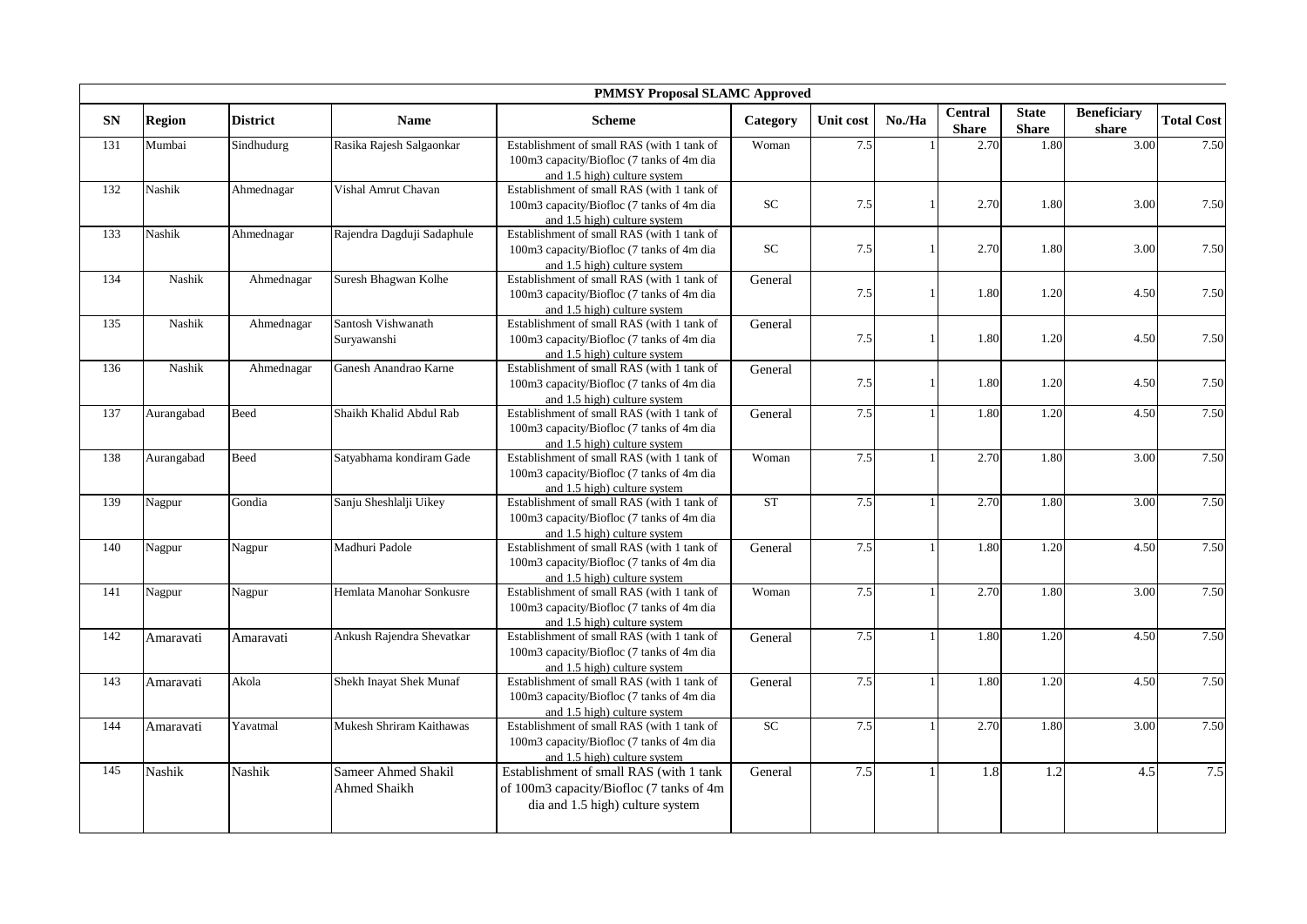| PMMSY Proposal SLAMC Approved | | | | | | | | | | | |
|---|---|---|---|---|---|---|---|---|---|---|---|
| SN | Region | District | Name | Scheme | Category | Unit cost | No./Ha | Central Share | State Share | Beneficiary share | Total Cost |
| 131 | Mumbai | Sindhudurg | Rasika Rajesh Salgaonkar | Establishment of small RAS (with 1 tank of 100m3 capacity/Biofloc (7 tanks of 4m dia and 1.5 high) culture system | Woman | 7.5 | 1 | 2.70 | 1.80 | 3.00 | 7.50 |
| 132 | Nashik | Ahmednagar | Vishal Amrut Chavan | Establishment of small RAS (with 1 tank of 100m3 capacity/Biofloc (7 tanks of 4m dia and 1.5 high) culture system | SC | 7.5 | 1 | 2.70 | 1.80 | 3.00 | 7.50 |
| 133 | Nashik | Ahmednagar | Rajendra Dagduji Sadaphule | Establishment of small RAS (with 1 tank of 100m3 capacity/Biofloc (7 tanks of 4m dia and 1.5 high) culture system | SC | 7.5 | 1 | 2.70 | 1.80 | 3.00 | 7.50 |
| 134 | Nashik | Ahmednagar | Suresh Bhagwan Kolhe | Establishment of small RAS (with 1 tank of 100m3 capacity/Biofloc (7 tanks of 4m dia and 1.5 high) culture system | General | 7.5 | 1 | 1.80 | 1.20 | 4.50 | 7.50 |
| 135 | Nashik | Ahmednagar | Santosh Vishwanath Suryawanshi | Establishment of small RAS (with 1 tank of 100m3 capacity/Biofloc (7 tanks of 4m dia and 1.5 high) culture system | General | 7.5 | 1 | 1.80 | 1.20 | 4.50 | 7.50 |
| 136 | Nashik | Ahmednagar | Ganesh Anandrao Karne | Establishment of small RAS (with 1 tank of 100m3 capacity/Biofloc (7 tanks of 4m dia and 1.5 high) culture system | General | 7.5 | 1 | 1.80 | 1.20 | 4.50 | 7.50 |
| 137 | Aurangabad | Beed | Shaikh Khalid Abdul Rab | Establishment of small RAS (with 1 tank of 100m3 capacity/Biofloc (7 tanks of 4m dia and 1.5 high) culture system | General | 7.5 | 1 | 1.80 | 1.20 | 4.50 | 7.50 |
| 138 | Aurangabad | Beed | Satyabhama kondiram Gade | Establishment of small RAS (with 1 tank of 100m3 capacity/Biofloc (7 tanks of 4m dia and 1.5 high) culture system | Woman | 7.5 | 1 | 2.70 | 1.80 | 3.00 | 7.50 |
| 139 | Nagpur | Gondia | Sanju Sheshlalji Uikey | Establishment of small RAS (with 1 tank of 100m3 capacity/Biofloc (7 tanks of 4m dia and 1.5 high) culture system | ST | 7.5 | 1 | 2.70 | 1.80 | 3.00 | 7.50 |
| 140 | Nagpur | Nagpur | Madhuri Padole | Establishment of small RAS (with 1 tank of 100m3 capacity/Biofloc (7 tanks of 4m dia and 1.5 high) culture system | General | 7.5 | 1 | 1.80 | 1.20 | 4.50 | 7.50 |
| 141 | Nagpur | Nagpur | Hemlata Manohar Sonkusre | Establishment of small RAS (with 1 tank of 100m3 capacity/Biofloc (7 tanks of 4m dia and 1.5 high) culture system | Woman | 7.5 | 1 | 2.70 | 1.80 | 3.00 | 7.50 |
| 142 | Amaravati | Amaravati | Ankush Rajendra Shevatkar | Establishment of small RAS (with 1 tank of 100m3 capacity/Biofloc (7 tanks of 4m dia and 1.5 high) culture system | General | 7.5 | 1 | 1.80 | 1.20 | 4.50 | 7.50 |
| 143 | Amaravati | Akola | Shekh Inayat Shek Munaf | Establishment of small RAS (with 1 tank of 100m3 capacity/Biofloc (7 tanks of 4m dia and 1.5 high) culture system | General | 7.5 | 1 | 1.80 | 1.20 | 4.50 | 7.50 |
| 144 | Amaravati | Yavatmal | Mukesh Shriram Kaithawas | Establishment of small RAS (with 1 tank of 100m3 capacity/Biofloc (7 tanks of 4m dia and 1.5 high) culture system | SC | 7.5 | 1 | 2.70 | 1.80 | 3.00 | 7.50 |
| 145 | Nashik | Nashik | Sameer Ahmed Shakil Ahmed Shaikh | Establishment of small RAS (with 1 tank of 100m3 capacity/Biofloc (7 tanks of 4m dia and 1.5 high) culture system | General | 7.5 | 1 | 1.8 | 1.2 | 4.5 | 7.5 |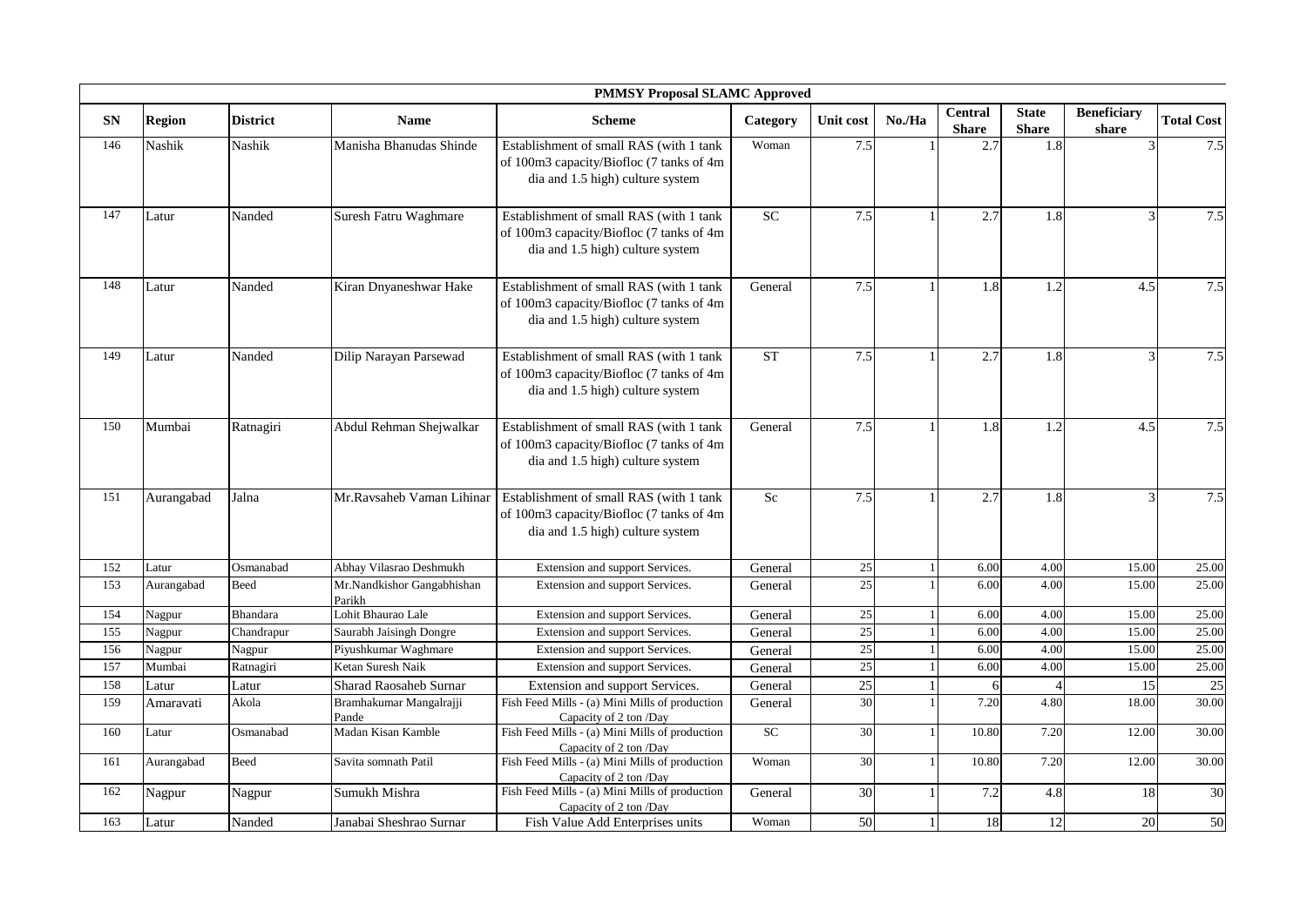| PMMSY Proposal SLAMC Approved | | | | | | | | | | | |
|---|---|---|---|---|---|---|---|---|---|---|---|
| SN | Region | District | Name | Scheme | Category | Unit cost | No./Ha | Central Share | State Share | Beneficiary share | Total Cost |
| 146 | Nashik | Nashik | Manisha Bhanudas Shinde | Establishment of small RAS (with 1 tank of 100m3 capacity/Biofloc (7 tanks of 4m dia and 1.5 high) culture system | Woman | 7.5 | 1 | 2.7 | 1.8 | 3 | 7.5 |
| 147 | Latur | Nanded | Suresh Fatru Waghmare | Establishment of small RAS (with 1 tank of 100m3 capacity/Biofloc (7 tanks of 4m dia and 1.5 high) culture system | SC | 7.5 | 1 | 2.7 | 1.8 | 3 | 7.5 |
| 148 | Latur | Nanded | Kiran Dnyaneshwar Hake | Establishment of small RAS (with 1 tank of 100m3 capacity/Biofloc (7 tanks of 4m dia and 1.5 high) culture system | General | 7.5 | 1 | 1.8 | 1.2 | 4.5 | 7.5 |
| 149 | Latur | Nanded | Dilip Narayan Parsewad | Establishment of small RAS (with 1 tank of 100m3 capacity/Biofloc (7 tanks of 4m dia and 1.5 high) culture system | ST | 7.5 | 1 | 2.7 | 1.8 | 3 | 7.5 |
| 150 | Mumbai | Ratnagiri | Abdul Rehman Shejwalkar | Establishment of small RAS (with 1 tank of 100m3 capacity/Biofloc (7 tanks of 4m dia and 1.5 high) culture system | General | 7.5 | 1 | 1.8 | 1.2 | 4.5 | 7.5 |
| 151 | Aurangabad | Jalna | Mr.Ravsaheb Vaman Lihinar | Establishment of small RAS (with 1 tank of 100m3 capacity/Biofloc (7 tanks of 4m dia and 1.5 high) culture system | Sc | 7.5 | 1 | 2.7 | 1.8 | 3 | 7.5 |
| 152 | Latur | Osmanabad | Abhay Vilasrao Deshmukh | Extension and support Services. | General | 25 | 1 | 6.00 | 4.00 | 15.00 | 25.00 |
| 153 | Aurangabad | Beed | Mr.Nandkishor Gangabhishan Parikh | Extension and support Services. | General | 25 | 1 | 6.00 | 4.00 | 15.00 | 25.00 |
| 154 | Nagpur | Bhandara | Lohit Bhaurao Lale | Extension and support Services. | General | 25 | 1 | 6.00 | 4.00 | 15.00 | 25.00 |
| 155 | Nagpur | Chandrapur | Saurabh Jaisingh Dongre | Extension and support Services. | General | 25 | 1 | 6.00 | 4.00 | 15.00 | 25.00 |
| 156 | Nagpur | Nagpur | Piyushkumar Waghmare | Extension and support Services. | General | 25 | 1 | 6.00 | 4.00 | 15.00 | 25.00 |
| 157 | Mumbai | Ratnagiri | Ketan Suresh Naik | Extension and support Services. | General | 25 | 1 | 6.00 | 4.00 | 15.00 | 25.00 |
| 158 | Latur | Latur | Sharad Raosaheb Surnar | Extension and support Services. | General | 25 | 1 | 6 | 4 | 15 | 25 |
| 159 | Amaravati | Akola | Bramhakumar Mangalrajji Pande | Fish Feed Mills - (a) Mini Mills of production Capacity of 2 ton /Day | General | 30 | 1 | 7.20 | 4.80 | 18.00 | 30.00 |
| 160 | Latur | Osmanabad | Madan Kisan Kamble | Fish Feed Mills - (a) Mini Mills of production Capacity of 2 ton /Day | SC | 30 | 1 | 10.80 | 7.20 | 12.00 | 30.00 |
| 161 | Aurangabad | Beed | Savita somnath Patil | Fish Feed Mills - (a) Mini Mills of production Capacity of 2 ton /Day | Woman | 30 | 1 | 10.80 | 7.20 | 12.00 | 30.00 |
| 162 | Nagpur | Nagpur | Sumukh Mishra | Fish Feed Mills - (a) Mini Mills of production Capacity of 2 ton /Day | General | 30 | 1 | 7.2 | 4.8 | 18 | 30 |
| 163 | Latur | Nanded | Janabai Sheshrao Surnar | Fish Value Add Enterprises units | Woman | 50 | 1 | 18 | 12 | 20 | 50 |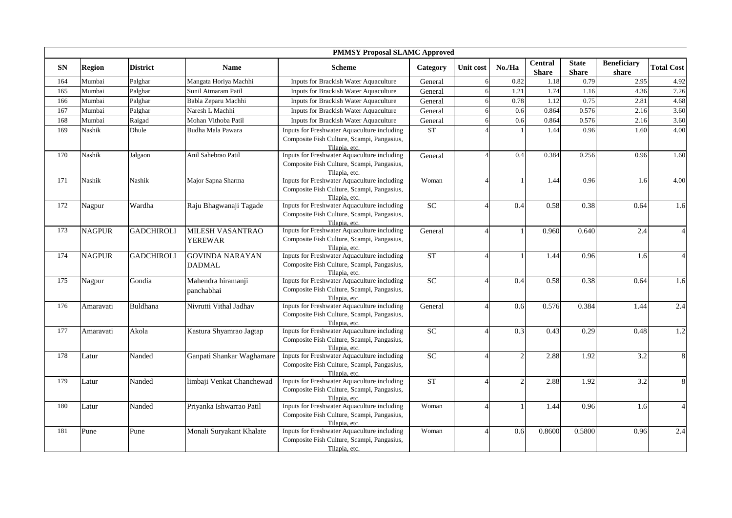| PMMSY Proposal SLAMC Approved | | | | | | | | | | | |
|---|---|---|---|---|---|---|---|---|---|---|---|
| SN | Region | District | Name | Scheme | Category | Unit cost | No./Ha | Central Share | State Share | Beneficiary share | Total Cost |
| 164 | Mumbai | Palghar | Mangata Horiya Machhi | Inputs for Brackish Water Aquaculture | General | 6 | 0.82 | 1.18 | 0.79 | 2.95 | 4.92 |
| 165 | Mumbai | Palghar | Sunil Atmaram Patil | Inputs for Brackish Water Aquaculture | General | 6 | 1.21 | 1.74 | 1.16 | 4.36 | 7.26 |
| 166 | Mumbai | Palghar | Babla Zeparu Machhi | Inputs for Brackish Water Aquaculture | General | 6 | 0.78 | 1.12 | 0.75 | 2.81 | 4.68 |
| 167 | Mumbai | Palghar | Naresh L Machhi | Inputs for Brackish Water Aquaculture | General | 6 | 0.6 | 0.864 | 0.576 | 2.16 | 3.60 |
| 168 | Mumbai | Raigad | Mohan Vithoba Patil | Inputs for Brackish Water Aquaculture | General | 6 | 0.6 | 0.864 | 0.576 | 2.16 | 3.60 |
| 169 | Nashik | Dhule | Budha Mala Pawara | Inputs for Freshwater Aquaculture including Composite Fish Culture, Scampi, Pangasius, Tilapia, etc. | ST | 4 | 1 | 1.44 | 0.96 | 1.60 | 4.00 |
| 170 | Nashik | Jalgaon | Anil Sahebrao Patil | Inputs for Freshwater Aquaculture including Composite Fish Culture, Scampi, Pangasius, Tilapia, etc. | General | 4 | 0.4 | 0.384 | 0.256 | 0.96 | 1.60 |
| 171 | Nashik | Nashik | Major Sapna Sharma | Inputs for Freshwater Aquaculture including Composite Fish Culture, Scampi, Pangasius, Tilapia, etc. | Woman | 4 | 1 | 1.44 | 0.96 | 1.6 | 4.00 |
| 172 | Nagpur | Wardha | Raju Bhagwanaji Tagade | Inputs for Freshwater Aquaculture including Composite Fish Culture, Scampi, Pangasius, Tilapia, etc. | SC | 4 | 0.4 | 0.58 | 0.38 | 0.64 | 1.6 |
| 173 | NAGPUR | GADCHIROLI | MILESH VASANTRAO YEREWAR | Inputs for Freshwater Aquaculture including Composite Fish Culture, Scampi, Pangasius, Tilapia, etc. | General | 4 | 1 | 0.960 | 0.640 | 2.4 | 4 |
| 174 | NAGPUR | GADCHIROLI | GOVINDA NARAYAN DADMAL | Inputs for Freshwater Aquaculture including Composite Fish Culture, Scampi, Pangasius, Tilapia, etc. | ST | 4 | 1 | 1.44 | 0.96 | 1.6 | 4 |
| 175 | Nagpur | Gondia | Mahendra hiramanji panchabhai | Inputs for Freshwater Aquaculture including Composite Fish Culture, Scampi, Pangasius, Tilapia, etc. | SC | 4 | 0.4 | 0.58 | 0.38 | 0.64 | 1.6 |
| 176 | Amaravati | Buldhana | Nivrutti Vithal Jadhav | Inputs for Freshwater Aquaculture including Composite Fish Culture, Scampi, Pangasius, Tilapia, etc. | General | 4 | 0.6 | 0.576 | 0.384 | 1.44 | 2.4 |
| 177 | Amaravati | Akola | Kastura Shyamrao Jagtap | Inputs for Freshwater Aquaculture including Composite Fish Culture, Scampi, Pangasius, Tilapia, etc. | SC | 4 | 0.3 | 0.43 | 0.29 | 0.48 | 1.2 |
| 178 | Latur | Nanded | Ganpati Shankar Waghamare | Inputs for Freshwater Aquaculture including Composite Fish Culture, Scampi, Pangasius, Tilapia, etc. | SC | 4 | 2 | 2.88 | 1.92 | 3.2 | 8 |
| 179 | Latur | Nanded | limbaji Venkat Chanchewad | Inputs for Freshwater Aquaculture including Composite Fish Culture, Scampi, Pangasius, Tilapia, etc. | ST | 4 | 2 | 2.88 | 1.92 | 3.2 | 8 |
| 180 | Latur | Nanded | Priyanka Ishwarrao Patil | Inputs for Freshwater Aquaculture including Composite Fish Culture, Scampi, Pangasius, Tilapia, etc. | Woman | 4 | 1 | 1.44 | 0.96 | 1.6 | 4 |
| 181 | Pune | Pune | Monali Suryakant Khalate | Inputs for Freshwater Aquaculture including Composite Fish Culture, Scampi, Pangasius, Tilapia, etc. | Woman | 4 | 0.6 | 0.8600 | 0.5800 | 0.96 | 2.4 |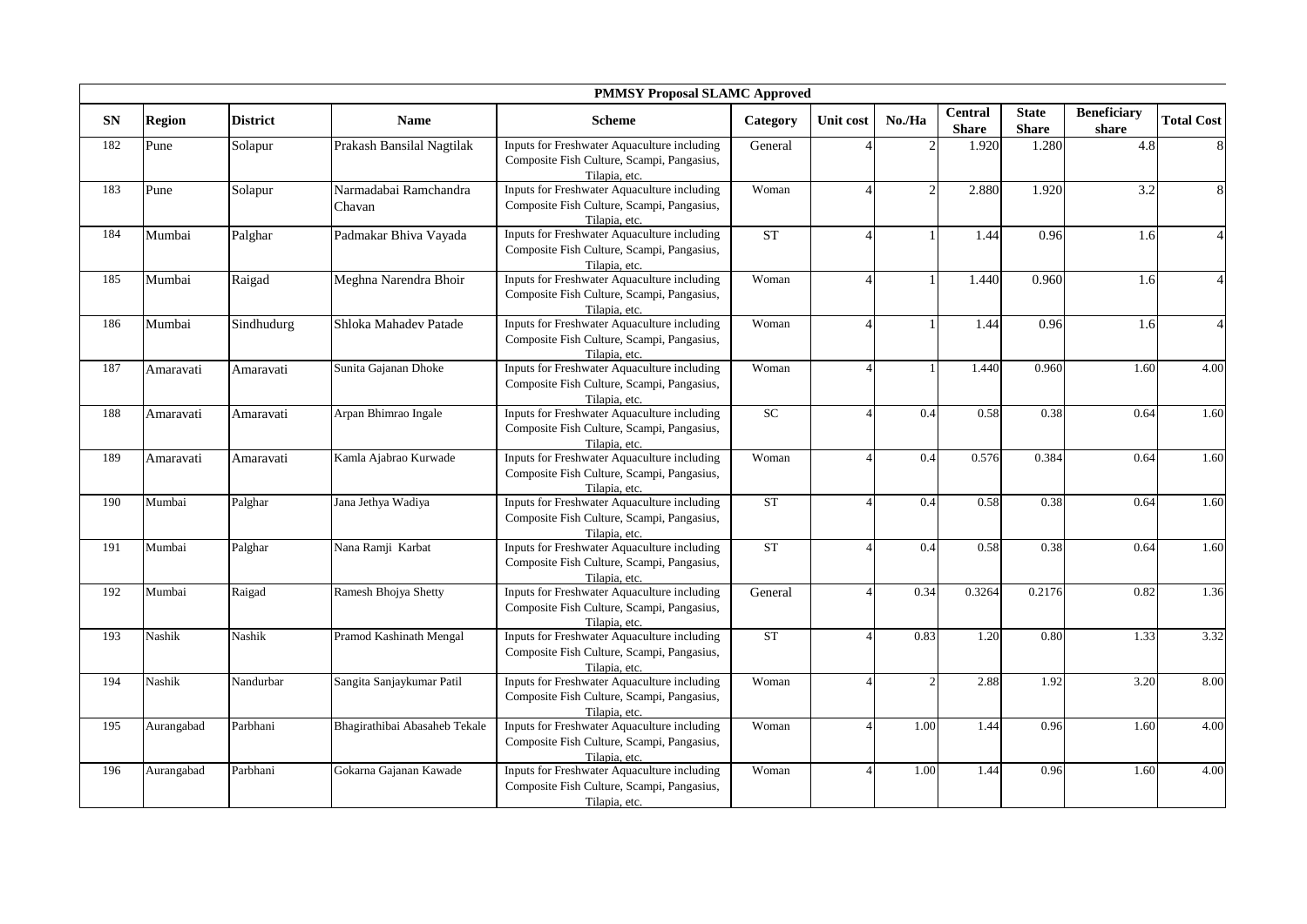| PMMSY Proposal SLAMC Approved | | | | | | | | | | | |
|---|---|---|---|---|---|---|---|---|---|---|---|
| SN | Region | District | Name | Scheme | Category | Unit cost | No./Ha | Central Share | State Share | Beneficiary share | Total Cost |
| 182 | Pune | Solapur | Prakash Bansilal Nagtilak | Inputs for Freshwater Aquaculture including Composite Fish Culture, Scampi, Pangasius, Tilapia, etc. | General | 4 | 2 | 1.920 | 1.280 | 4.8 | 8 |
| 183 | Pune | Solapur | Narmadabai Ramchandra Chavan | Inputs for Freshwater Aquaculture including Composite Fish Culture, Scampi, Pangasius, Tilapia, etc. | Woman | 4 | 2 | 2.880 | 1.920 | 3.2 | 8 |
| 184 | Mumbai | Palghar | Padmakar Bhiva Vayada | Inputs for Freshwater Aquaculture including Composite Fish Culture, Scampi, Pangasius, Tilapia, etc. | ST | 4 | 1 | 1.44 | 0.96 | 1.6 | 4 |
| 185 | Mumbai | Raigad | Meghna Narendra Bhoir | Inputs for Freshwater Aquaculture including Composite Fish Culture, Scampi, Pangasius, Tilapia, etc. | Woman | 4 | 1 | 1.440 | 0.960 | 1.6 | 4 |
| 186 | Mumbai | Sindhudurg | Shloka Mahadev Patade | Inputs for Freshwater Aquaculture including Composite Fish Culture, Scampi, Pangasius, Tilapia, etc. | Woman | 4 | 1 | 1.44 | 0.96 | 1.6 | 4 |
| 187 | Amaravati | Amaravati | Sunita Gajanan Dhoke | Inputs for Freshwater Aquaculture including Composite Fish Culture, Scampi, Pangasius, Tilapia, etc. | Woman | 4 | 1 | 1.440 | 0.960 | 1.60 | 4.00 |
| 188 | Amaravati | Amaravati | Arpan Bhimrao Ingale | Inputs for Freshwater Aquaculture including Composite Fish Culture, Scampi, Pangasius, Tilapia, etc. | SC | 4 | 0.4 | 0.58 | 0.38 | 0.64 | 1.60 |
| 189 | Amaravati | Amaravati | Kamla Ajabrao Kurwade | Inputs for Freshwater Aquaculture including Composite Fish Culture, Scampi, Pangasius, Tilapia, etc. | Woman | 4 | 0.4 | 0.576 | 0.384 | 0.64 | 1.60 |
| 190 | Mumbai | Palghar | Jana Jethya Wadiya | Inputs for Freshwater Aquaculture including Composite Fish Culture, Scampi, Pangasius, Tilapia, etc. | ST | 4 | 0.4 | 0.58 | 0.38 | 0.64 | 1.60 |
| 191 | Mumbai | Palghar | Nana Ramji Karbat | Inputs for Freshwater Aquaculture including Composite Fish Culture, Scampi, Pangasius, Tilapia, etc. | ST | 4 | 0.4 | 0.58 | 0.38 | 0.64 | 1.60 |
| 192 | Mumbai | Raigad | Ramesh Bhojya Shetty | Inputs for Freshwater Aquaculture including Composite Fish Culture, Scampi, Pangasius, Tilapia, etc. | General | 4 | 0.34 | 0.3264 | 0.2176 | 0.82 | 1.36 |
| 193 | Nashik | Nashik | Pramod Kashinath Mengal | Inputs for Freshwater Aquaculture including Composite Fish Culture, Scampi, Pangasius, Tilapia, etc. | ST | 4 | 0.83 | 1.20 | 0.80 | 1.33 | 3.32 |
| 194 | Nashik | Nandurbar | Sangita Sanjaykumar Patil | Inputs for Freshwater Aquaculture including Composite Fish Culture, Scampi, Pangasius, Tilapia, etc. | Woman | 4 | 2 | 2.88 | 1.92 | 3.20 | 8.00 |
| 195 | Aurangabad | Parbhani | Bhagirathibai Abasaheb Tekale | Inputs for Freshwater Aquaculture including Composite Fish Culture, Scampi, Pangasius, Tilapia, etc. | Woman | 4 | 1.00 | 1.44 | 0.96 | 1.60 | 4.00 |
| 196 | Aurangabad | Parbhani | Gokarna Gajanan Kawade | Inputs for Freshwater Aquaculture including Composite Fish Culture, Scampi, Pangasius, Tilapia, etc. | Woman | 4 | 1.00 | 1.44 | 0.96 | 1.60 | 4.00 |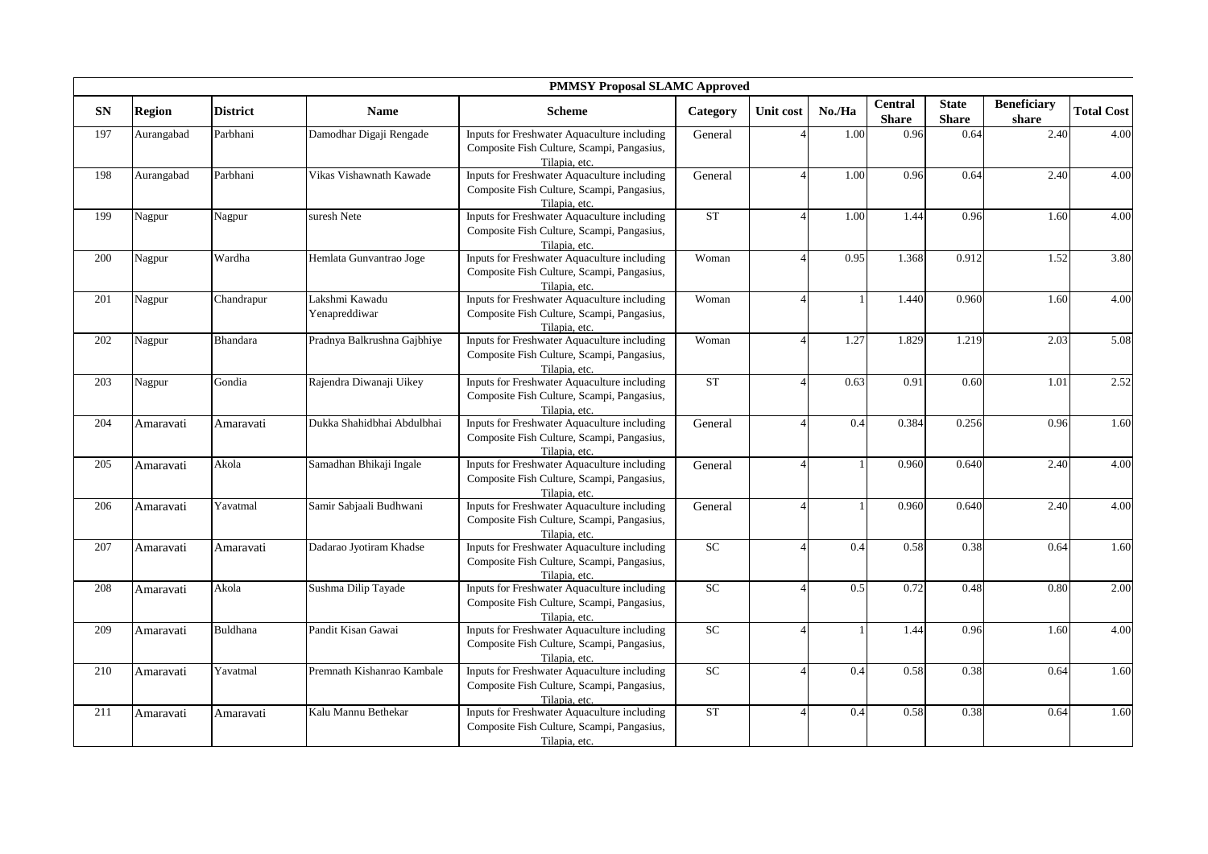| PMMSY Proposal SLAMC Approved | | | | | | | | | | | |
|---|---|---|---|---|---|---|---|---|---|---|---|
| SN | Region | District | Name | Scheme | Category | Unit cost | No./Ha | Central Share | State Share | Beneficiary share | Total Cost |
| 197 | Aurangabad | Parbhani | Damodhar Digaji Rengade | Inputs for Freshwater Aquaculture including Composite Fish Culture, Scampi, Pangasius, Tilapia, etc. | General | 4 | 1.00 | 0.96 | 0.64 | 2.40 | 4.00 |
| 198 | Aurangabad | Parbhani | Vikas Vishawnath Kawade | Inputs for Freshwater Aquaculture including Composite Fish Culture, Scampi, Pangasius, Tilapia, etc. | General | 4 | 1.00 | 0.96 | 0.64 | 2.40 | 4.00 |
| 199 | Nagpur | Nagpur | suresh Nete | Inputs for Freshwater Aquaculture including Composite Fish Culture, Scampi, Pangasius, Tilapia, etc. | ST | 4 | 1.00 | 1.44 | 0.96 | 1.60 | 4.00 |
| 200 | Nagpur | Wardha | Hemlata Gunvantrao Joge | Inputs for Freshwater Aquaculture including Composite Fish Culture, Scampi, Pangasius, Tilapia, etc. | Woman | 4 | 0.95 | 1.368 | 0.912 | 1.52 | 3.80 |
| 201 | Nagpur | Chandrapur | Lakshmi Kawadu Yenapreddiwar | Inputs for Freshwater Aquaculture including Composite Fish Culture, Scampi, Pangasius, Tilapia, etc. | Woman | 4 | 1 | 1.440 | 0.960 | 1.60 | 4.00 |
| 202 | Nagpur | Bhandara | Pradnya Balkrushna Gajbhiye | Inputs for Freshwater Aquaculture including Composite Fish Culture, Scampi, Pangasius, Tilapia, etc. | Woman | 4 | 1.27 | 1.829 | 1.219 | 2.03 | 5.08 |
| 203 | Nagpur | Gondia | Rajendra Diwanaji Uikey | Inputs for Freshwater Aquaculture including Composite Fish Culture, Scampi, Pangasius, Tilapia, etc. | ST | 4 | 0.63 | 0.91 | 0.60 | 1.01 | 2.52 |
| 204 | Amaravati | Amaravati | Dukka Shahidbhai Abdulbhai | Inputs for Freshwater Aquaculture including Composite Fish Culture, Scampi, Pangasius, Tilapia, etc. | General | 4 | 0.4 | 0.384 | 0.256 | 0.96 | 1.60 |
| 205 | Amaravati | Akola | Samadhan Bhikaji Ingale | Inputs for Freshwater Aquaculture including Composite Fish Culture, Scampi, Pangasius, Tilapia, etc. | General | 4 | 1 | 0.960 | 0.640 | 2.40 | 4.00 |
| 206 | Amaravati | Yavatmal | Samir Sabjaali Budhwani | Inputs for Freshwater Aquaculture including Composite Fish Culture, Scampi, Pangasius, Tilapia, etc. | General | 4 | 1 | 0.960 | 0.640 | 2.40 | 4.00 |
| 207 | Amaravati | Amaravati | Dadarao Jyotiram Khadse | Inputs for Freshwater Aquaculture including Composite Fish Culture, Scampi, Pangasius, Tilapia, etc. | SC | 4 | 0.4 | 0.58 | 0.38 | 0.64 | 1.60 |
| 208 | Amaravati | Akola | Sushma Dilip Tayade | Inputs for Freshwater Aquaculture including Composite Fish Culture, Scampi, Pangasius, Tilapia, etc. | SC | 4 | 0.5 | 0.72 | 0.48 | 0.80 | 2.00 |
| 209 | Amaravati | Buldhana | Pandit Kisan Gawai | Inputs for Freshwater Aquaculture including Composite Fish Culture, Scampi, Pangasius, Tilapia, etc. | SC | 4 | 1 | 1.44 | 0.96 | 1.60 | 4.00 |
| 210 | Amaravati | Yavatmal | Premnath Kishanrao Kambale | Inputs for Freshwater Aquaculture including Composite Fish Culture, Scampi, Pangasius, Tilapia, etc. | SC | 4 | 0.4 | 0.58 | 0.38 | 0.64 | 1.60 |
| 211 | Amaravati | Amaravati | Kalu Mannu Bethekar | Inputs for Freshwater Aquaculture including Composite Fish Culture, Scampi, Pangasius, Tilapia, etc. | ST | 4 | 0.4 | 0.58 | 0.38 | 0.64 | 1.60 |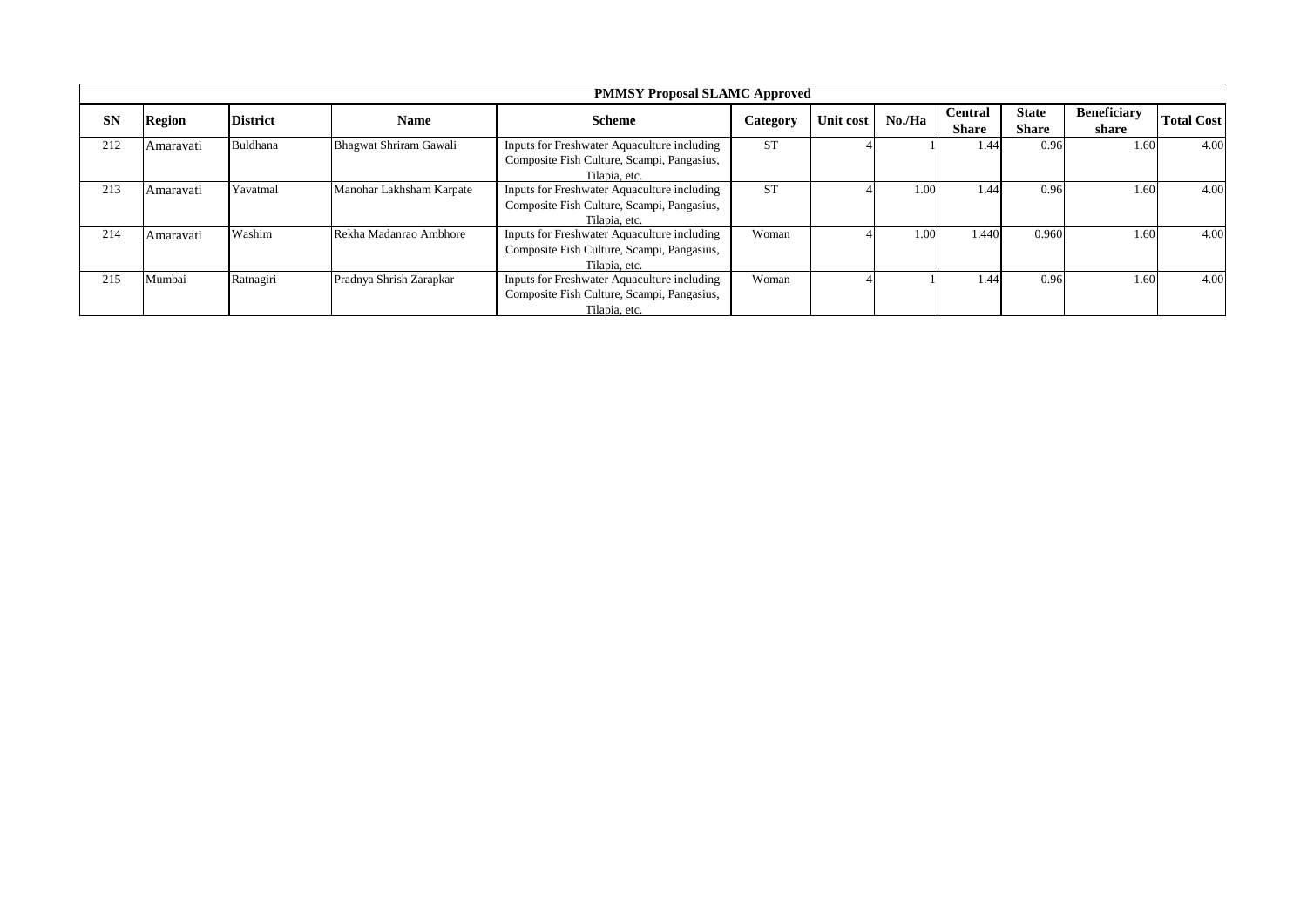| PMMSY Proposal SLAMC Approved | | | | | | | | | | | |
|---|---|---|---|---|---|---|---|---|---|---|---|
| **SN** | **Region** | **District** | **Name** | **Scheme** | **Category** | **Unit cost** | **No./Ha** | **Central Share** | **State Share** | **Beneficiary share** | **Total Cost** |
| 212 | Amaravati | Buldhana | Bhagwat Shriram Gawali | Inputs for Freshwater Aquaculture including Composite Fish Culture, Scampi, Pangasius, Tilapia, etc. | ST | 4 | 1 | 1.44 | 0.96 | 1.60 | 4.00 |
| 213 | Amaravati | Yavatmal | Manohar Lakhsham Karpate | Inputs for Freshwater Aquaculture including Composite Fish Culture, Scampi, Pangasius, Tilapia, etc. | ST | 4 | 1.00 | 1.44 | 0.96 | 1.60 | 4.00 |
| 214 | Amaravati | Washim | Rekha Madanrao Ambhore | Inputs for Freshwater Aquaculture including Composite Fish Culture, Scampi, Pangasius, Tilapia, etc. | Woman | 4 | 1.00 | 1.440 | 0.960 | 1.60 | 4.00 |
| 215 | Mumbai | Ratnagiri | Pradnya Shrish Zarapkar | Inputs for Freshwater Aquaculture including Composite Fish Culture, Scampi, Pangasius, Tilapia, etc. | Woman | 4 | 1 | 1.44 | 0.96 | 1.60 | 4.00 |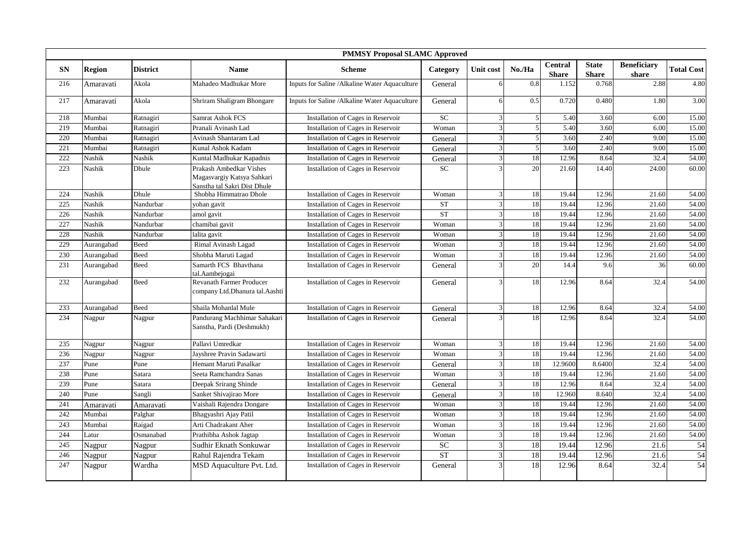| PMMSY Proposal SLAMC Approved | | | | | | | | | | | |
|---|---|---|---|---|---|---|---|---|---|---|---|
| **SN** | **Region** | **District** | **Name** | **Scheme** | **Category** | **Unit cost** | **No./Ha** | **Central Share** | **State Share** | **Beneficiary share** | **Total Cost** |
| 216 | Amaravati | Akola | Mahadeo Madhukar More | Inputs for Saline /Alkaline Water Aquaculture | General | 6 | 0.8 | 1.152 | 0.768 | 2.88 | 4.80 |
| 217 | Amaravati | Akola | Shriram Shaligram Bhongare | Inputs for Saline /Alkaline Water Aquaculture | General | 6 | 0.5 | 0.720 | 0.480 | 1.80 | 3.00 |
| 218 | Mumbai | Ratnagiri | Samrat Ashok FCS | Installation of Cages in Reservoir | SC | 3 | 5 | 5.40 | 3.60 | 6.00 | 15.00 |
| 219 | Mumbai | Ratnagiri | Pranali Avinash Lad | Installation of Cages in Reservoir | Woman | 3 | 5 | 5.40 | 3.60 | 6.00 | 15.00 |
| 220 | Mumbai | Ratnagiri | Avinash Shantaram Lad | Installation of Cages in Reservoir | General | 3 | 5 | 3.60 | 2.40 | 9.00 | 15.00 |
| 221 | Mumbai | Ratnagiri | Kunal Ashok Kadam | Installation of Cages in Reservoir | General | 3 | 5 | 3.60 | 2.40 | 9.00 | 15.00 |
| 222 | Nashik | Nashik | Kuntal Madhukar Kapadnis | Installation of Cages in Reservoir | General | 3 | 18 | 12.96 | 8.64 | 32.4 | 54.00 |
| 223 | Nashik | Dhule | Prakash Ambedkar Vishes Magasvargiy Katsya Sahkari Sanstha tal Sakri Dist Dhule | Installation of Cages in Reservoir | SC | 3 | 20 | 21.60 | 14.40 | 24.00 | 60.00 |
| 224 | Nashik | Dhule | Shobha Himmatrao Dhole | Installation of Cages in Reservoir | Woman | 3 | 18 | 19.44 | 12.96 | 21.60 | 54.00 |
| 225 | Nashik | Nandurbar | yohan gavit | Installation of Cages in Reservoir | ST | 3 | 18 | 19.44 | 12.96 | 21.60 | 54.00 |
| 226 | Nashik | Nandurbar | amol gavit | Installation of Cages in Reservoir | ST | 3 | 18 | 19.44 | 12.96 | 21.60 | 54.00 |
| 227 | Nashik | Nandurbar | chamibai gavit | Installation of Cages in Reservoir | Woman | 3 | 18 | 19.44 | 12.96 | 21.60 | 54.00 |
| 228 | Nashik | Nandurbar | lalita gavit | Installation of Cages in Reservoir | Woman | 3 | 18 | 19.44 | 12.96 | 21.60 | 54.00 |
| 229 | Aurangabad | Beed | Rimal Avinash Lagad | Installation of Cages in Reservoir | Woman | 3 | 18 | 19.44 | 12.96 | 21.60 | 54.00 |
| 230 | Aurangabad | Beed | Shobha Maruti Lagad | Installation of Cages in Reservoir | Woman | 3 | 18 | 19.44 | 12.96 | 21.60 | 54.00 |
| 231 | Aurangabad | Beed | Samarth FCS Bhavthana tal.Aambejogai | Installation of Cages in Reservoir | General | 3 | 20 | 14.4 | 9.6 | 36 | 60.00 |
| 232 | Aurangabad | Beed | Revanath Farmer Producer company Ltd.Dhanura tal.Aashti | Installation of Cages in Reservoir | General | 3 | 18 | 12.96 | 8.64 | 32.4 | 54.00 |
| 233 | Aurangabad | Beed | Shaila Mohanlal Mule | Installation of Cages in Reservoir | General | 3 | 18 | 12.96 | 8.64 | 32.4 | 54.00 |
| 234 | Nagpur | Nagpur | Pandurang Machhimar Sahakari Sanstha, Pardi (Deshmukh) | Installation of Cages in Reservoir | General | 3 | 18 | 12.96 | 8.64 | 32.4 | 54.00 |
| 235 | Nagpur | Nagpur | Pallavi Umredkar | Installation of Cages in Reservoir | Woman | 3 | 18 | 19.44 | 12.96 | 21.60 | 54.00 |
| 236 | Nagpur | Nagpur | Jayshree Pravin Sadawarti | Installation of Cages in Reservoir | Woman | 3 | 18 | 19.44 | 12.96 | 21.60 | 54.00 |
| 237 | Pune | Pune | Hemant Maruti Pasalkar | Installation of Cages in Reservoir | General | 3 | 18 | 12.9600 | 8.6400 | 32.4 | 54.00 |
| 238 | Pune | Satara | Seeta Ramchandra Sanas | Installation of Cages in Reservoir | Woman | 3 | 18 | 19.44 | 12.96 | 21.60 | 54.00 |
| 239 | Pune | Satara | Deepak Srirang Shinde | Installation of Cages in Reservoir | General | 3 | 18 | 12.96 | 8.64 | 32.4 | 54.00 |
| 240 | Pune | Sangli | Sanket Shivajirao More | Installation of Cages in Reservoir | General | 3 | 18 | 12.960 | 8.640 | 32.4 | 54.00 |
| 241 | Amaravati | Amaravati | Vaishali Rajendra Dongare | Installation of Cages in Reservoir | Woman | 3 | 18 | 19.44 | 12.96 | 21.60 | 54.00 |
| 242 | Mumbai | Palghar | Bhagyashri Ajay Patil | Installation of Cages in Reservoir | Woman | 3 | 18 | 19.44 | 12.96 | 21.60 | 54.00 |
| 243 | Mumbai | Raigad | Arti Chadrakant Aher | Installation of Cages in Reservoir | Woman | 3 | 18 | 19.44 | 12.96 | 21.60 | 54.00 |
| 244 | Latur | Osmanabad | Prathibha Ashok Jagtap | Installation of Cages in Reservoir | Woman | 3 | 18 | 19.44 | 12.96 | 21.60 | 54.00 |
| 245 | Nagpur | Nagpur | Sudhir Eknath Sonkuwar | Installation of Cages in Reservoir | SC | 3 | 18 | 19.44 | 12.96 | 21.6 | 54 |
| 246 | Nagpur | Nagpur | Rahul Rajendra Tekam | Installation of Cages in Reservoir | ST | 3 | 18 | 19.44 | 12.96 | 21.6 | 54 |
| 247 | Nagpur | Wardha | MSD Aquaculture Pvt. Ltd. | Installation of Cages in Reservoir | General | 3 | 18 | 12.96 | 8.64 | 32.4 | 54 |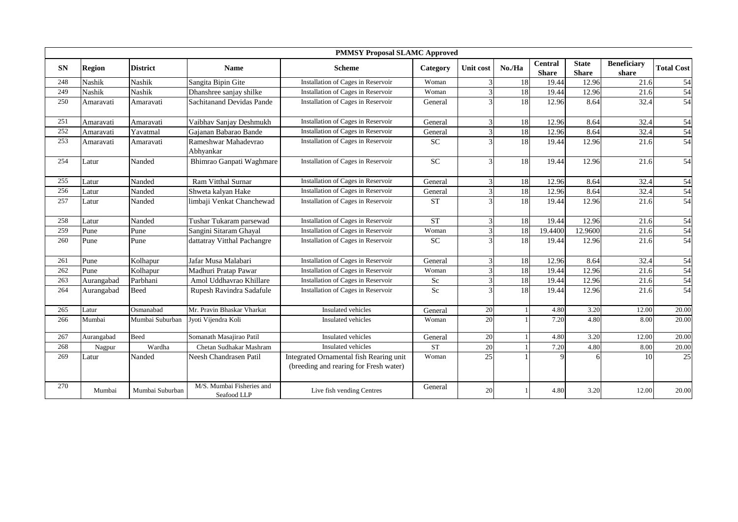| PMMSY Proposal SLAMC Approved | | | | | | | | | | | |
|---|---|---|---|---|---|---|---|---|---|---|---|
| SN | Region | District | Name | Scheme | Category | Unit cost | No./Ha | Central Share | State Share | Beneficiary share | Total Cost |
| 248 | Nashik | Nashik | Sangita Bipin Gite | Installation of Cages in Reservoir | Woman | 3 | 18 | 19.44 | 12.96 | 21.6 | 54 |
| 249 | Nashik | Nashik | Dhanshree sanjay shilke | Installation of Cages in Reservoir | Woman | 3 | 18 | 19.44 | 12.96 | 21.6 | 54 |
| 250 | Amaravati | Amaravati | Sachitanand Devidas Pande | Installation of Cages in Reservoir | General | 3 | 18 | 12.96 | 8.64 | 32.4 | 54 |
| 251 | Amaravati | Amaravati | Vaibhav Sanjay Deshmukh | Installation of Cages in Reservoir | General | 3 | 18 | 12.96 | 8.64 | 32.4 | 54 |
| 252 | Amaravati | Yavatmal | Gajanan Babarao Bande | Installation of Cages in Reservoir | General | 3 | 18 | 12.96 | 8.64 | 32.4 | 54 |
| 253 | Amaravati | Amaravati | Rameshwar Mahadevrao Abhyankar | Installation of Cages in Reservoir | SC | 3 | 18 | 19.44 | 12.96 | 21.6 | 54 |
| 254 | Latur | Nanded | Bhimrao Ganpati Waghmare | Installation of Cages in Reservoir | SC | 3 | 18 | 19.44 | 12.96 | 21.6 | 54 |
| 255 | Latur | Nanded | Ram Vitthal Surnar | Installation of Cages in Reservoir | General | 3 | 18 | 12.96 | 8.64 | 32.4 | 54 |
| 256 | Latur | Nanded | Shweta kalyan Hake | Installation of Cages in Reservoir | General | 3 | 18 | 12.96 | 8.64 | 32.4 | 54 |
| 257 | Latur | Nanded | limbaji Venkat Chanchewad | Installation of Cages in Reservoir | ST | 3 | 18 | 19.44 | 12.96 | 21.6 | 54 |
| 258 | Latur | Nanded | Tushar Tukaram parsewad | Installation of Cages in Reservoir | ST | 3 | 18 | 19.44 | 12.96 | 21.6 | 54 |
| 259 | Pune | Pune | Sangini Sitaram Ghayal | Installation of Cages in Reservoir | Woman | 3 | 18 | 19.4400 | 12.9600 | 21.6 | 54 |
| 260 | Pune | Pune | dattatray Vitthal Pachangre | Installation of Cages in Reservoir | SC | 3 | 18 | 19.44 | 12.96 | 21.6 | 54 |
| 261 | Pune | Kolhapur | Jafar Musa Malabari | Installation of Cages in Reservoir | General | 3 | 18 | 12.96 | 8.64 | 32.4 | 54 |
| 262 | Pune | Kolhapur | Madhuri Pratap Pawar | Installation of Cages in Reservoir | Woman | 3 | 18 | 19.44 | 12.96 | 21.6 | 54 |
| 263 | Aurangabad | Parbhani | Amol Uddhavrao Khillare | Installation of Cages in Reservoir | Sc | 3 | 18 | 19.44 | 12.96 | 21.6 | 54 |
| 264 | Aurangabad | Beed | Rupesh Ravindra Sadafule | Installation of Cages in Reservoir | Sc | 3 | 18 | 19.44 | 12.96 | 21.6 | 54 |
| 265 | Latur | Osmanabad | Mr. Pravin Bhaskar Vharkat | Insulated vehicles | General | 20 | 1 | 4.80 | 3.20 | 12.00 | 20.00 |
| 266 | Mumbai | Mumbai Suburban | Jyoti Vijendra Koli | Insulated vehicles | Woman | 20 | 1 | 7.20 | 4.80 | 8.00 | 20.00 |
| 267 | Aurangabad | Beed | Somanath Masajirao Patil | Insulated vehicles | General | 20 | 1 | 4.80 | 3.20 | 12.00 | 20.00 |
| 268 | Nagpur | Wardha | Chetan Sudhakar Mashram | Insulated vehicles | ST | 20 | 1 | 7.20 | 4.80 | 8.00 | 20.00 |
| 269 | Latur | Nanded | Neesh Chandrasen Patil | Integrated Ornamental fish Rearing unit (breeding and rearing for Fresh water) | Woman | 25 | 1 | 9 | 6 | 10 | 25 |
| 270 | Mumbai | Mumbai Suburban | M/S. Mumbai Fisheries and Seafood LLP | Live fish vending Centres | General | 20 | 1 | 4.80 | 3.20 | 12.00 | 20.00 |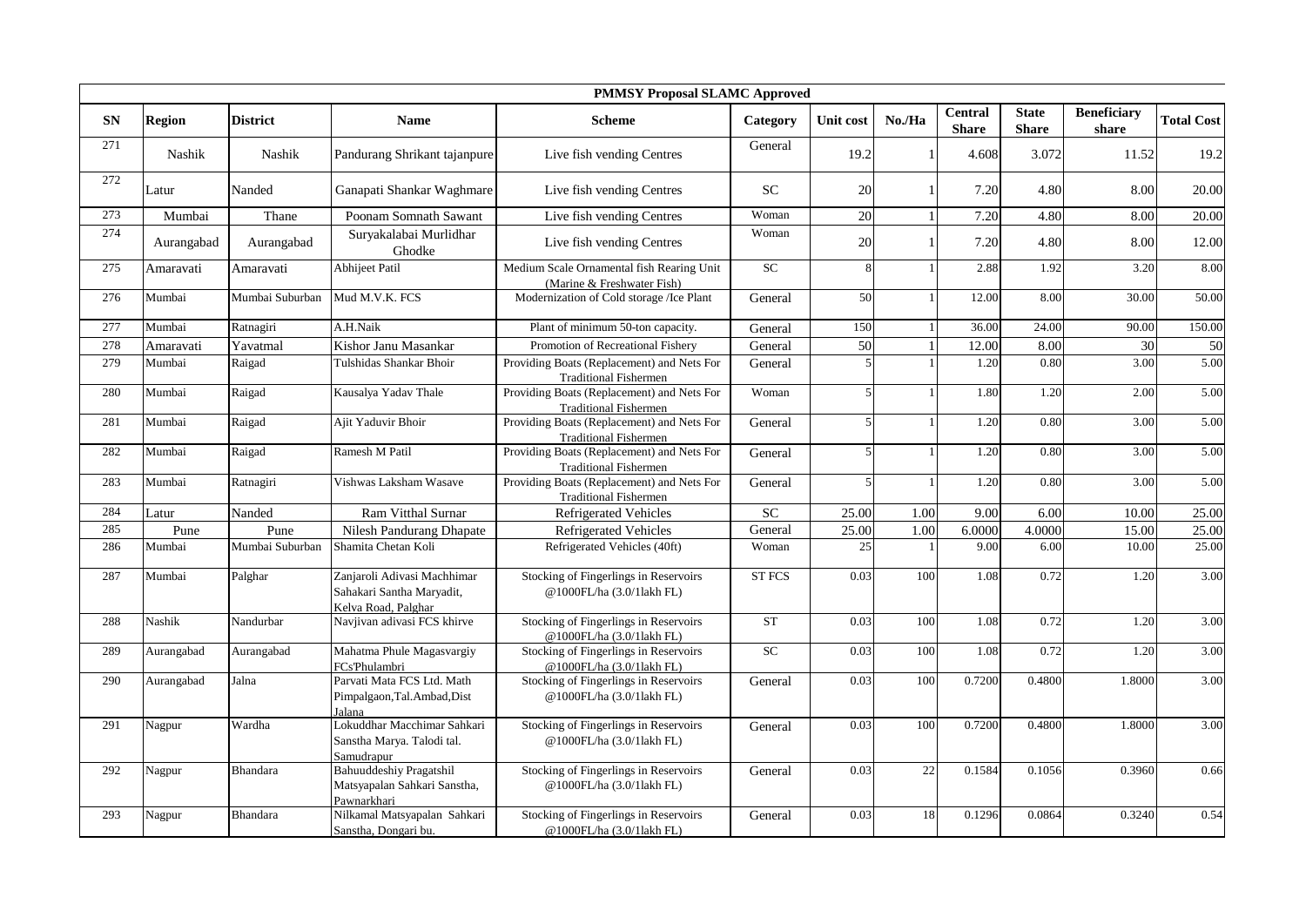| PMMSY Proposal SLAMC Approved | | | | | | | | | | | |
|---|---|---|---|---|---|---|---|---|---|---|---|
| **SN** | **Region** | **District** | **Name** | **Scheme** | **Category** | **Unit cost** | **No./Ha** | **Central Share** | **State Share** | **Beneficiary share** | **Total Cost** |
| 271 | Nashik | Nashik | Pandurang Shrikant tajanpure | Live fish vending Centres | General | 19.2 | 1 | 4.608 | 3.072 | 11.52 | 19.2 |
| 272 | Latur | Nanded | Ganapati Shankar Waghmare | Live fish vending Centres | SC | 20 | 1 | 7.20 | 4.80 | 8.00 | 20.00 |
| 273 | Mumbai | Thane | Poonam Somnath Sawant | Live fish vending Centres | Woman | 20 | 1 | 7.20 | 4.80 | 8.00 | 20.00 |
| 274 | Aurangabad | Aurangabad | Suryakalabai Murlidhar Ghodke | Live fish vending Centres | Woman | 20 | 1 | 7.20 | 4.80 | 8.00 | 12.00 |
| 275 | Amaravati | Amaravati | Abhijeet Patil | Medium Scale Ornamental fish Rearing Unit (Marine & Freshwater Fish) | SC | 8 | 1 | 2.88 | 1.92 | 3.20 | 8.00 |
| 276 | Mumbai | Mumbai Suburban | Mud M.V.K. FCS | Modernization of Cold storage /Ice Plant | General | 50 | 1 | 12.00 | 8.00 | 30.00 | 50.00 |
| 277 | Mumbai | Ratnagiri | A.H.Naik | Plant of minimum 50-ton capacity. | General | 150 | 1 | 36.00 | 24.00 | 90.00 | 150.00 |
| 278 | Amaravati | Yavatmal | Kishor Janu Masankar | Promotion of Recreational Fishery | General | 50 | 1 | 12.00 | 8.00 | 30 | 50 |
| 279 | Mumbai | Raigad | Tulshidas Shankar Bhoir | Providing Boats (Replacement) and Nets For Traditional Fishermen | General | 5 | 1 | 1.20 | 0.80 | 3.00 | 5.00 |
| 280 | Mumbai | Raigad | Kausalya Yadav Thale | Providing Boats (Replacement) and Nets For Traditional Fishermen | Woman | 5 | 1 | 1.80 | 1.20 | 2.00 | 5.00 |
| 281 | Mumbai | Raigad | Ajit Yaduvir Bhoir | Providing Boats (Replacement) and Nets For Traditional Fishermen | General | 5 | 1 | 1.20 | 0.80 | 3.00 | 5.00 |
| 282 | Mumbai | Raigad | Ramesh M Patil | Providing Boats (Replacement) and Nets For Traditional Fishermen | General | 5 | 1 | 1.20 | 0.80 | 3.00 | 5.00 |
| 283 | Mumbai | Ratnagiri | Vishwas Laksham Wasave | Providing Boats (Replacement) and Nets For Traditional Fishermen | General | 5 | 1 | 1.20 | 0.80 | 3.00 | 5.00 |
| 284 | Latur | Nanded | Ram Vitthal Surnar | Refrigerated Vehicles | SC | 25.00 | 1.00 | 9.00 | 6.00 | 10.00 | 25.00 |
| 285 | Pune | Pune | Nilesh Pandurang Dhapate | Refrigerated Vehicles | General | 25.00 | 1.00 | 6.0000 | 4.0000 | 15.00 | 25.00 |
| 286 | Mumbai | Mumbai Suburban | Shamita Chetan Koli | Refrigerated Vehicles (40ft) | Woman | 25 | 1 | 9.00 | 6.00 | 10.00 | 25.00 |
| 287 | Mumbai | Palghar | Zanjaroli Adivasi Machhimar Sahakari Santha Maryadit, Kelva Road, Palghar | Stocking of Fingerlings in Reservoirs @1000FL/ha (3.0/1lakh FL) | ST FCS | 0.03 | 100 | 1.08 | 0.72 | 1.20 | 3.00 |
| 288 | Nashik | Nandurbar | Navjivan adivasi FCS khirve | Stocking of Fingerlings in Reservoirs @1000FL/ha (3.0/1lakh FL) | ST | 0.03 | 100 | 1.08 | 0.72 | 1.20 | 3.00 |
| 289 | Aurangabad | Aurangabad | Mahatma Phule Magasvargiy FCsPhulambri | Stocking of Fingerlings in Reservoirs @1000FL/ha (3.0/1lakh FL) | SC | 0.03 | 100 | 1.08 | 0.72 | 1.20 | 3.00 |
| 290 | Aurangabad | Jalna | Parvati Mata FCS Ltd. Math Pimpalgaon,Tal.Ambad,Dist Jalana | Stocking of Fingerlings in Reservoirs @1000FL/ha (3.0/1lakh FL) | General | 0.03 | 100 | 0.7200 | 0.4800 | 1.8000 | 3.00 |
| 291 | Nagpur | Wardha | Lokuddhar Macchimar Sahkari Sanstha Marya. Talodi tal. Samudrapur | Stocking of Fingerlings in Reservoirs @1000FL/ha (3.0/1lakh FL) | General | 0.03 | 100 | 0.7200 | 0.4800 | 1.8000 | 3.00 |
| 292 | Nagpur | Bhandara | Bahuuddeshiy Pragatshil Matsyapalan Sahkari Sanstha, Pawnarkhari | Stocking of Fingerlings in Reservoirs @1000FL/ha (3.0/1lakh FL) | General | 0.03 | 22 | 0.1584 | 0.1056 | 0.3960 | 0.66 |
| 293 | Nagpur | Bhandara | Nilkamal Matsyapalan Sahkari Sanstha, Dongari bu. | Stocking of Fingerlings in Reservoirs @1000FL/ha (3.0/1lakh FL) | General | 0.03 | 18 | 0.1296 | 0.0864 | 0.3240 | 0.54 |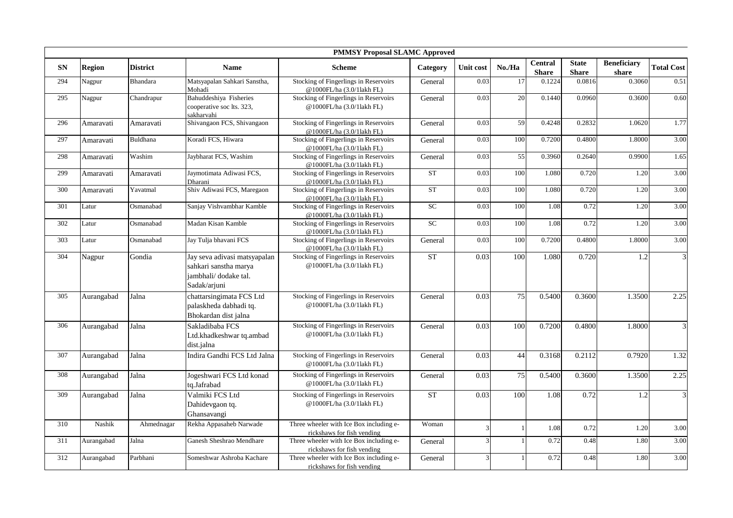| PMMSY Proposal SLAMC Approved | | | | | | | | | | | |
|---|---|---|---|---|---|---|---|---|---|---|---|
| SN | Region | District | Name | Scheme | Category | Unit cost | No./Ha | Central Share | State Share | Beneficiary share | Total Cost |
| 294 | Nagpur | Bhandara | Matsyapalan Sahkari Sanstha, Mohadi | Stocking of Fingerlings in Reservoirs @1000FL/ha (3.0/1lakh FL) | General | 0.03 | 17 | 0.1224 | 0.0816 | 0.3060 | 0.51 |
| 295 | Nagpur | Chandrapur | Bahuddeshiya Fisheries cooperative soc lts. 323, sakharvahi | Stocking of Fingerlings in Reservoirs @1000FL/ha (3.0/1lakh FL) | General | 0.03 | 20 | 0.1440 | 0.0960 | 0.3600 | 0.60 |
| 296 | Amaravati | Amaravati | Shivangaon FCS, Shivangaon | Stocking of Fingerlings in Reservoirs @1000FL/ha (3.0/1lakh FL) | General | 0.03 | 59 | 0.4248 | 0.2832 | 1.0620 | 1.77 |
| 297 | Amaravati | Buldhana | Koradi FCS, Hiwara | Stocking of Fingerlings in Reservoirs @1000FL/ha (3.0/1lakh FL) | General | 0.03 | 100 | 0.7200 | 0.4800 | 1.8000 | 3.00 |
| 298 | Amaravati | Washim | Jaybharat FCS, Washim | Stocking of Fingerlings in Reservoirs @1000FL/ha (3.0/1lakh FL) | General | 0.03 | 55 | 0.3960 | 0.2640 | 0.9900 | 1.65 |
| 299 | Amaravati | Amaravati | Jaymotimata Adiwasi FCS, Dharani | Stocking of Fingerlings in Reservoirs @1000FL/ha (3.0/1lakh FL) | ST | 0.03 | 100 | 1.080 | 0.720 | 1.20 | 3.00 |
| 300 | Amaravati | Yavatmal | Shiv Adiwasi FCS, Maregaon | Stocking of Fingerlings in Reservoirs @1000FL/ha (3.0/1lakh FL) | ST | 0.03 | 100 | 1.080 | 0.720 | 1.20 | 3.00 |
| 301 | Latur | Osmanabad | Sanjay Vishvambhar Kamble | Stocking of Fingerlings in Reservoirs @1000FL/ha (3.0/1lakh FL) | SC | 0.03 | 100 | 1.08 | 0.72 | 1.20 | 3.00 |
| 302 | Latur | Osmanabad | Madan Kisan Kamble | Stocking of Fingerlings in Reservoirs @1000FL/ha (3.0/1lakh FL) | SC | 0.03 | 100 | 1.08 | 0.72 | 1.20 | 3.00 |
| 303 | Latur | Osmanabad | Jay Tulja bhavani FCS | Stocking of Fingerlings in Reservoirs @1000FL/ha (3.0/1lakh FL) | General | 0.03 | 100 | 0.7200 | 0.4800 | 1.8000 | 3.00 |
| 304 | Nagpur | Gondia | Jay seva adivasi matsyapalan sahkari sanstha marya jambhali/ dodake tal. Sadak/arjuni | Stocking of Fingerlings in Reservoirs @1000FL/ha (3.0/1lakh FL) | ST | 0.03 | 100 | 1.080 | 0.720 | 1.2 | 3 |
| 305 | Aurangabad | Jalna | chattarsingimata FCS Ltd palaskheda dabhadi tq. Bhokardan dist jalna | Stocking of Fingerlings in Reservoirs @1000FL/ha (3.0/1lakh FL) | General | 0.03 | 75 | 0.5400 | 0.3600 | 1.3500 | 2.25 |
| 306 | Aurangabad | Jalna | Sakladibaba FCS Ltd.khadkeshwar tq.ambad dist.jalna | Stocking of Fingerlings in Reservoirs @1000FL/ha (3.0/1lakh FL) | General | 0.03 | 100 | 0.7200 | 0.4800 | 1.8000 | 3 |
| 307 | Aurangabad | Jalna | Indira Gandhi FCS Ltd Jalna | Stocking of Fingerlings in Reservoirs @1000FL/ha (3.0/1lakh FL) | General | 0.03 | 44 | 0.3168 | 0.2112 | 0.7920 | 1.32 |
| 308 | Aurangabad | Jalna | Jogeshwari FCS Ltd konad tq.Jafrabad | Stocking of Fingerlings in Reservoirs @1000FL/ha (3.0/1lakh FL) | General | 0.03 | 75 | 0.5400 | 0.3600 | 1.3500 | 2.25 |
| 309 | Aurangabad | Jalna | Valmiki FCS Ltd Dahidevgaon tq. Ghansavangi | Stocking of Fingerlings in Reservoirs @1000FL/ha (3.0/1lakh FL) | ST | 0.03 | 100 | 1.08 | 0.72 | 1.2 | 3 |
| 310 | Nashik | Ahmednagar | Rekha Appasaheb Narwade | Three wheeler with Ice Box including e-rickshaws for fish vending | Woman | 3 | 1 | 1.08 | 0.72 | 1.20 | 3.00 |
| 311 | Aurangabad | Jalna | Ganesh Sheshrao Mendhare | Three wheeler with Ice Box including e-rickshaws for fish vending | General | 3 | 1 | 0.72 | 0.48 | 1.80 | 3.00 |
| 312 | Aurangabad | Parbhani | Someshwar Ashroba Kachare | Three wheeler with Ice Box including e-rickshaws for fish vending | General | 3 | 1 | 0.72 | 0.48 | 1.80 | 3.00 |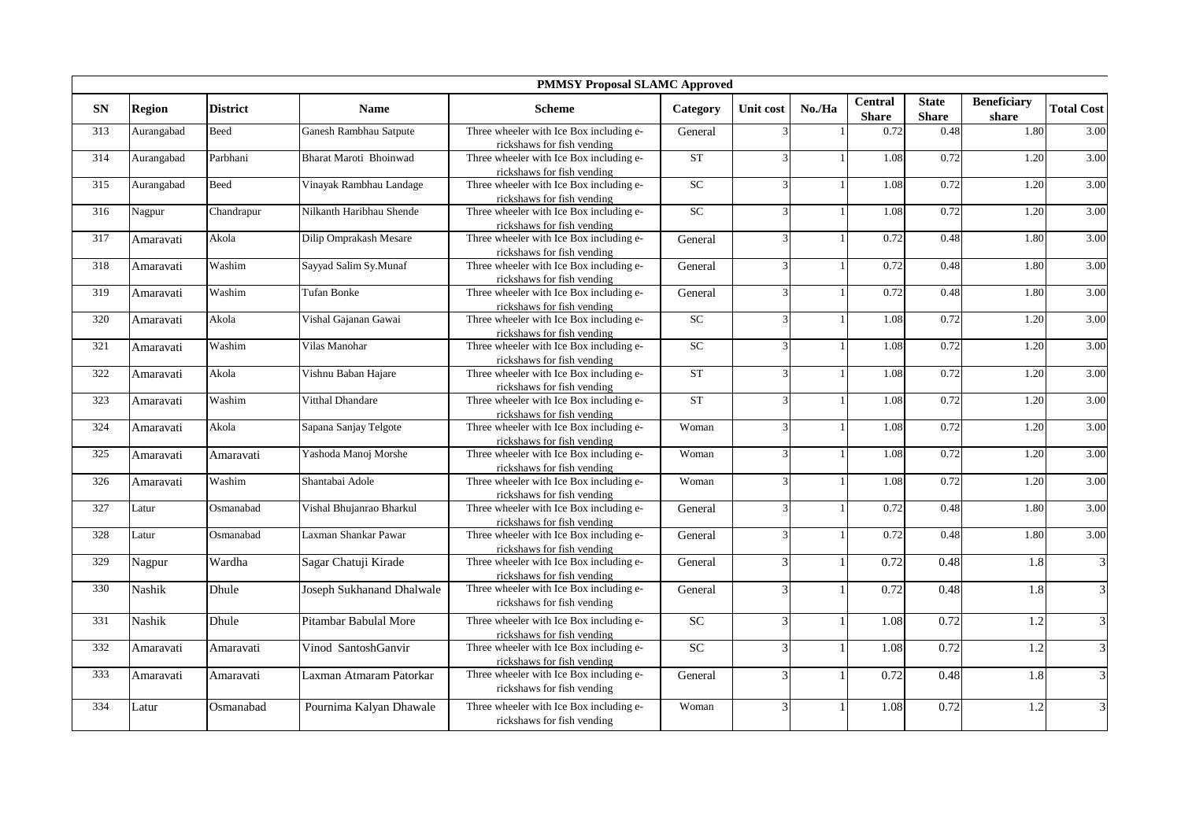| PMMSY Proposal SLAMC Approved | | | | | | | | | | | |
|---|---|---|---|---|---|---|---|---|---|---|---|
| **SN** | **Region** | **District** | **Name** | **Scheme** | **Category** | **Unit cost** | **No./Ha** | **Central Share** | **State Share** | **Beneficiary share** | **Total Cost** |
| 313 | Aurangabad | Beed | Ganesh Rambhau Satpute | Three wheeler with Ice Box including e-rickshaws for fish vending | General | 3 | 1 | 0.72 | 0.48 | 1.80 | 3.00 |
| 314 | Aurangabad | Parbhani | Bharat Maroti Bhoinwad | Three wheeler with Ice Box including e-rickshaws for fish vending | ST | 3 | 1 | 1.08 | 0.72 | 1.20 | 3.00 |
| 315 | Aurangabad | Beed | Vinayak Rambhau Landage | Three wheeler with Ice Box including e-rickshaws for fish vending | SC | 3 | 1 | 1.08 | 0.72 | 1.20 | 3.00 |
| 316 | Nagpur | Chandrapur | Nilkanth Haribhau Shende | Three wheeler with Ice Box including e-rickshaws for fish vending | SC | 3 | 1 | 1.08 | 0.72 | 1.20 | 3.00 |
| 317 | Amaravati | Akola | Dilip Omprakash Mesare | Three wheeler with Ice Box including e-rickshaws for fish vending | General | 3 | 1 | 0.72 | 0.48 | 1.80 | 3.00 |
| 318 | Amaravati | Washim | Sayyad Salim Sy.Munaf | Three wheeler with Ice Box including e-rickshaws for fish vending | General | 3 | 1 | 0.72 | 0.48 | 1.80 | 3.00 |
| 319 | Amaravati | Washim | Tufan Bonke | Three wheeler with Ice Box including e-rickshaws for fish vending | General | 3 | 1 | 0.72 | 0.48 | 1.80 | 3.00 |
| 320 | Amaravati | Akola | Vishal Gajanan Gawai | Three wheeler with Ice Box including e-rickshaws for fish vending | SC | 3 | 1 | 1.08 | 0.72 | 1.20 | 3.00 |
| 321 | Amaravati | Washim | Vilas Manohar | Three wheeler with Ice Box including e-rickshaws for fish vending | SC | 3 | 1 | 1.08 | 0.72 | 1.20 | 3.00 |
| 322 | Amaravati | Akola | Vishnu Baban Hajare | Three wheeler with Ice Box including e-rickshaws for fish vending | ST | 3 | 1 | 1.08 | 0.72 | 1.20 | 3.00 |
| 323 | Amaravati | Washim | Vitthal Dhandare | Three wheeler with Ice Box including e-rickshaws for fish vending | ST | 3 | 1 | 1.08 | 0.72 | 1.20 | 3.00 |
| 324 | Amaravati | Akola | Sapana Sanjay Telgote | Three wheeler with Ice Box including e-rickshaws for fish vending | Woman | 3 | 1 | 1.08 | 0.72 | 1.20 | 3.00 |
| 325 | Amaravati | Amaravati | Yashoda Manoj Morshe | Three wheeler with Ice Box including e-rickshaws for fish vending | Woman | 3 | 1 | 1.08 | 0.72 | 1.20 | 3.00 |
| 326 | Amaravati | Washim | Shantabai Adole | Three wheeler with Ice Box including e-rickshaws for fish vending | Woman | 3 | 1 | 1.08 | 0.72 | 1.20 | 3.00 |
| 327 | Latur | Osmanabad | Vishal Bhujanrao Bharkul | Three wheeler with Ice Box including e-rickshaws for fish vending | General | 3 | 1 | 0.72 | 0.48 | 1.80 | 3.00 |
| 328 | Latur | Osmanabad | Laxman Shankar Pawar | Three wheeler with Ice Box including e-rickshaws for fish vending | General | 3 | 1 | 0.72 | 0.48 | 1.80 | 3.00 |
| 329 | Nagpur | Wardha | Sagar Chatuji Kirade | Three wheeler with Ice Box including e-rickshaws for fish vending | General | 3 | 1 | 0.72 | 0.48 | 1.8 | 3 |
| 330 | Nashik | Dhule | Joseph Sukhanand Dhalwale | Three wheeler with Ice Box including e-rickshaws for fish vending | General | 3 | 1 | 0.72 | 0.48 | 1.8 | 3 |
| 331 | Nashik | Dhule | Pitambar Babulal More | Three wheeler with Ice Box including e-rickshaws for fish vending | SC | 3 | 1 | 1.08 | 0.72 | 1.2 | 3 |
| 332 | Amaravati | Amaravati | Vinod SantoshGanvir | Three wheeler with Ice Box including e-rickshaws for fish vending | SC | 3 | 1 | 1.08 | 0.72 | 1.2 | 3 |
| 333 | Amaravati | Amaravati | Laxman Atmaram Patorkar | Three wheeler with Ice Box including e-rickshaws for fish vending | General | 3 | 1 | 0.72 | 0.48 | 1.8 | 3 |
| 334 | Latur | Osmanabad | Pournima Kalyan Dhawale | Three wheeler with Ice Box including e-rickshaws for fish vending | Woman | 3 | 1 | 1.08 | 0.72 | 1.2 | 3 |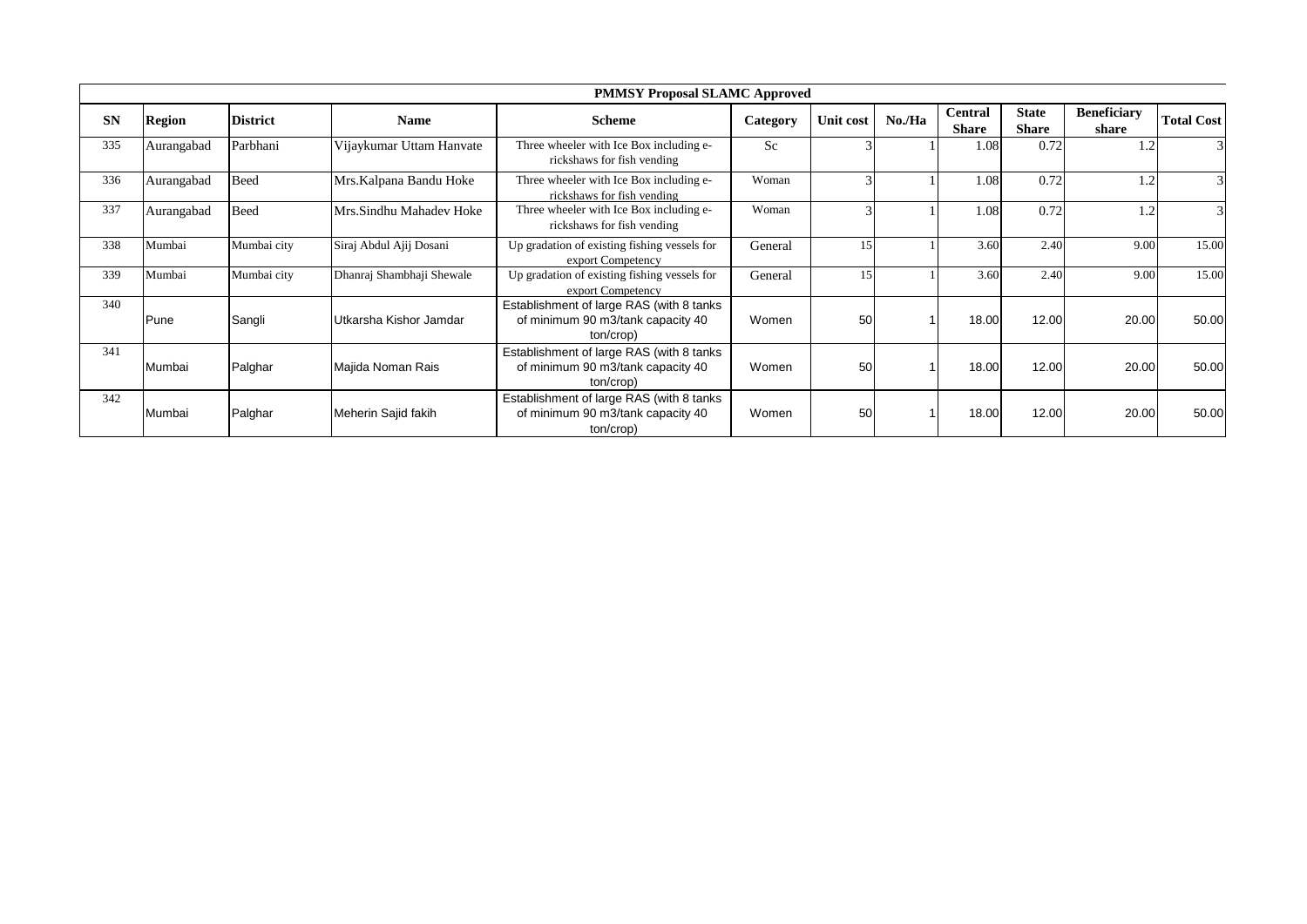| PMMSY Proposal SLAMC Approved | | | | | | | | | | | |
|---|---|---|---|---|---|---|---|---|---|---|---|
| SN | Region | District | Name | Scheme | Category | Unit cost | No./Ha | Central Share | State Share | Beneficiary share | Total Cost |
| 335 | Aurangabad | Parbhani | Vijaykumar Uttam Hanvate | Three wheeler with Ice Box including e-rickshaws for fish vending | Sc | 3 | 1 | 1.08 | 0.72 | 1.2 | 3 |
| 336 | Aurangabad | Beed | Mrs.Kalpana Bandu Hoke | Three wheeler with Ice Box including e-rickshaws for fish vending | Woman | 3 | 1 | 1.08 | 0.72 | 1.2 | 3 |
| 337 | Aurangabad | Beed | Mrs.Sindhu Mahadev Hoke | Three wheeler with Ice Box including e-rickshaws for fish vending | Woman | 3 | 1 | 1.08 | 0.72 | 1.2 | 3 |
| 338 | Mumbai | Mumbai city | Siraj Abdul Ajij Dosani | Up gradation of existing fishing vessels for export Competency | General | 15 | 1 | 3.60 | 2.40 | 9.00 | 15.00 |
| 339 | Mumbai | Mumbai city | Dhanraj Shambhaji Shewale | Up gradation of existing fishing vessels for export Competency | General | 15 | 1 | 3.60 | 2.40 | 9.00 | 15.00 |
| 340 | Pune | Sangli | Utkarsha Kishor Jamdar | Establishment of large RAS (with 8 tanks of minimum 90 m3/tank capacity 40 ton/crop) | Women | 50 | 1 | 18.00 | 12.00 | 20.00 | 50.00 |
| 341 | Mumbai | Palghar | Majida Noman Rais | Establishment of large RAS (with 8 tanks of minimum 90 m3/tank capacity 40 ton/crop) | Women | 50 | 1 | 18.00 | 12.00 | 20.00 | 50.00 |
| 342 | Mumbai | Palghar | Meherin Sajid fakih | Establishment of large RAS (with 8 tanks of minimum 90 m3/tank capacity 40 ton/crop) | Women | 50 | 1 | 18.00 | 12.00 | 20.00 | 50.00 |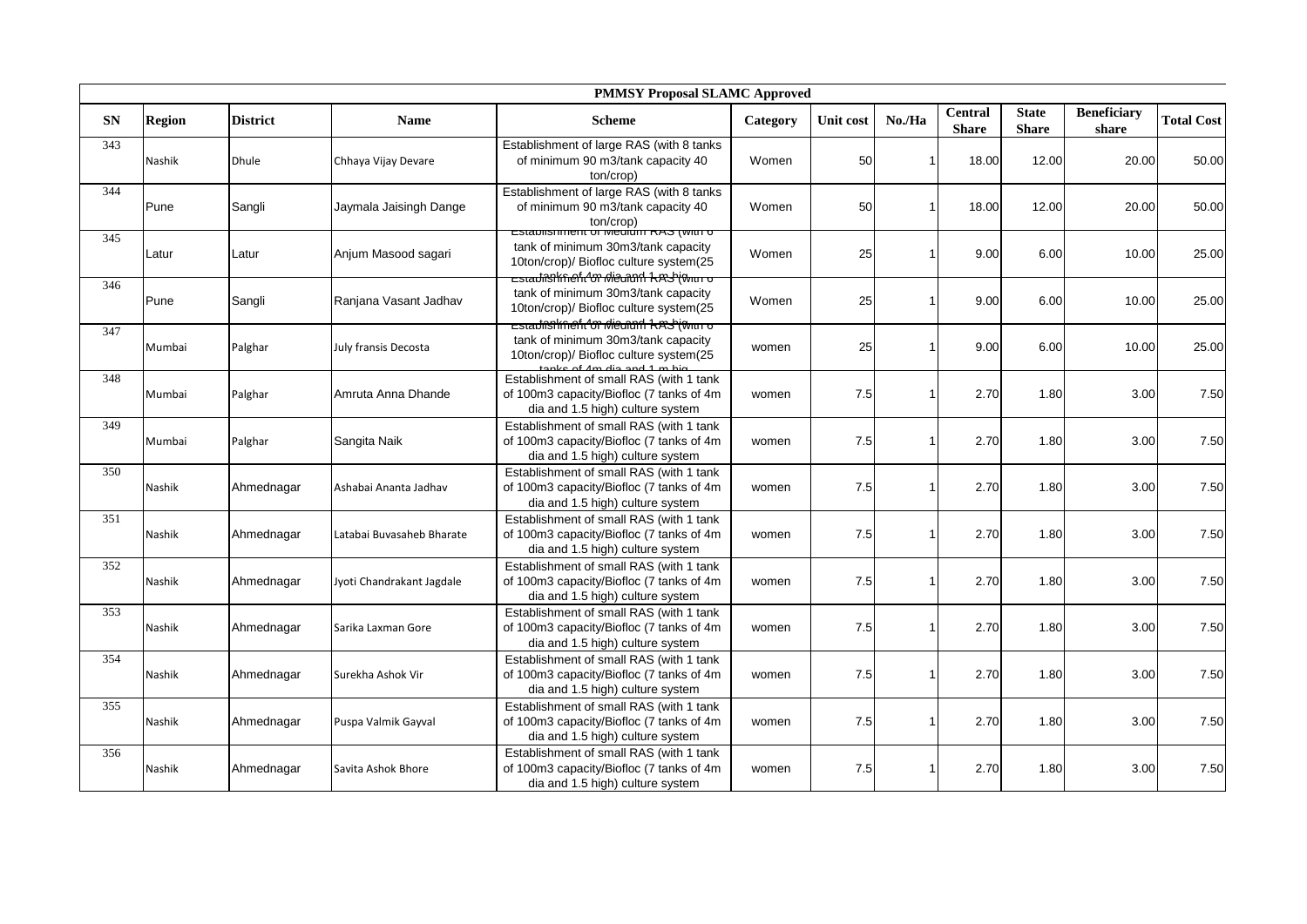| PMMSY Proposal SLAMC Approved | | | | | | | | | | | |
|---|---|---|---|---|---|---|---|---|---|---|---|
| SN | Region | District | Name | Scheme | Category | Unit cost | No./Ha | Central Share | State Share | Beneficiary share | Total Cost |
| 343 | Nashik | Dhule | Chhaya Vijay Devare | Establishment of large RAS (with 8 tanks of minimum 90 m3/tank capacity 40 ton/crop) | Women | 50 | 1 | 18.00 | 12.00 | 20.00 | 50.00 |
| 344 | Pune | Sangli | Jaymala Jaisingh Dange | Establishment of large RAS (with 8 tanks of minimum 90 m3/tank capacity 40 ton/crop) | Women | 50 | 1 | 18.00 | 12.00 | 20.00 | 50.00 |
| 345 | Latur | Latur | Anjum Masood sagari | Establishment of Medium RAS (with 6 tank of minimum 30m3/tank capacity 10ton/crop)/ Biofloc culture system(25 tanks of 4m dia and 1 m high | Women | 25 | 1 | 9.00 | 6.00 | 10.00 | 25.00 |
| 346 | Pune | Sangli | Ranjana Vasant Jadhav | Establishment of Medium RAS (with 6 tank of minimum 30m3/tank capacity 10ton/crop)/ Biofloc culture system(25 tanks of 4m dia and 1 m high | Women | 25 | 1 | 9.00 | 6.00 | 10.00 | 25.00 |
| 347 | Mumbai | Palghar | July fransis Decosta | Establishment of Medium RAS (with 6 tank of minimum 30m3/tank capacity 10ton/crop)/ Biofloc culture system(25 tanks of 4m dia and 1 m hig | women | 25 | 1 | 9.00 | 6.00 | 10.00 | 25.00 |
| 348 | Mumbai | Palghar | Amruta Anna Dhande | Establishment of small RAS (with 1 tank of 100m3 capacity/Biofloc (7 tanks of 4m dia and 1.5 high) culture system | women | 7.5 | 1 | 2.70 | 1.80 | 3.00 | 7.50 |
| 349 | Mumbai | Palghar | Sangita Naik | Establishment of small RAS (with 1 tank of 100m3 capacity/Biofloc (7 tanks of 4m dia and 1.5 high) culture system | women | 7.5 | 1 | 2.70 | 1.80 | 3.00 | 7.50 |
| 350 | Nashik | Ahmednagar | Ashabai Ananta Jadhav | Establishment of small RAS (with 1 tank of 100m3 capacity/Biofloc (7 tanks of 4m dia and 1.5 high) culture system | women | 7.5 | 1 | 2.70 | 1.80 | 3.00 | 7.50 |
| 351 | Nashik | Ahmednagar | Latabai Buvasaheb Bharate | Establishment of small RAS (with 1 tank of 100m3 capacity/Biofloc (7 tanks of 4m dia and 1.5 high) culture system | women | 7.5 | 1 | 2.70 | 1.80 | 3.00 | 7.50 |
| 352 | Nashik | Ahmednagar | Jyoti Chandrakant Jagdale | Establishment of small RAS (with 1 tank of 100m3 capacity/Biofloc (7 tanks of 4m dia and 1.5 high) culture system | women | 7.5 | 1 | 2.70 | 1.80 | 3.00 | 7.50 |
| 353 | Nashik | Ahmednagar | Sarika Laxman Gore | Establishment of small RAS (with 1 tank of 100m3 capacity/Biofloc (7 tanks of 4m dia and 1.5 high) culture system | women | 7.5 | 1 | 2.70 | 1.80 | 3.00 | 7.50 |
| 354 | Nashik | Ahmednagar | Surekha Ashok Vir | Establishment of small RAS (with 1 tank of 100m3 capacity/Biofloc (7 tanks of 4m dia and 1.5 high) culture system | women | 7.5 | 1 | 2.70 | 1.80 | 3.00 | 7.50 |
| 355 | Nashik | Ahmednagar | Puspa Valmik Gayval | Establishment of small RAS (with 1 tank of 100m3 capacity/Biofloc (7 tanks of 4m dia and 1.5 high) culture system | women | 7.5 | 1 | 2.70 | 1.80 | 3.00 | 7.50 |
| 356 | Nashik | Ahmednagar | Savita Ashok Bhore | Establishment of small RAS (with 1 tank of 100m3 capacity/Biofloc (7 tanks of 4m dia and 1.5 high) culture system | women | 7.5 | 1 | 2.70 | 1.80 | 3.00 | 7.50 |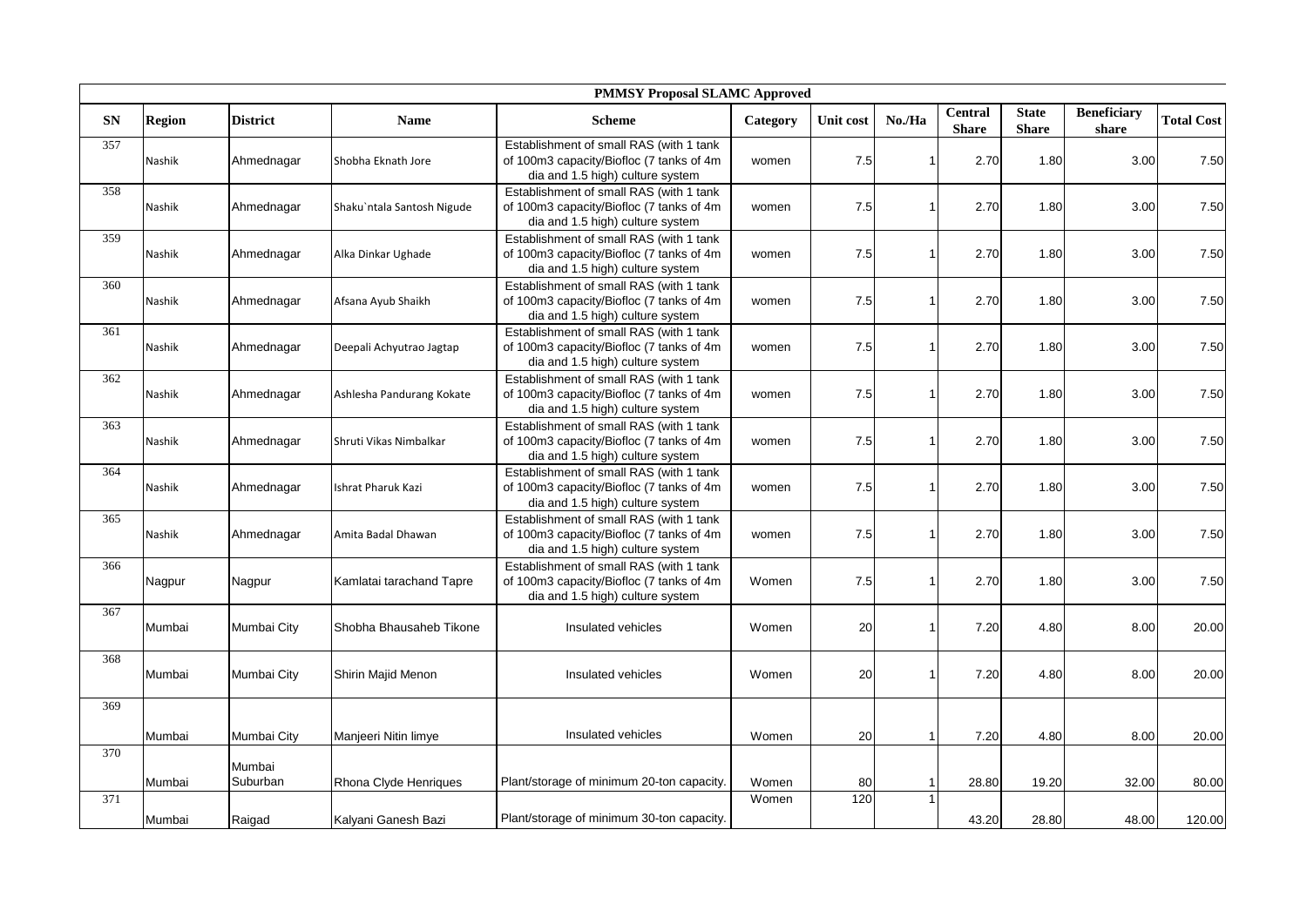| PMMSY Proposal SLAMC Approved | | | | | | | | | | | |
|---|---|---|---|---|---|---|---|---|---|---|---|
| **SN** | **Region** | **District** | **Name** | **Scheme** | **Category** | **Unit cost** | **No./Ha** | **Central Share** | **State Share** | **Beneficiary share** | **Total Cost** |
| 357 | Nashik | Ahmednagar | Shobha Eknath Jore | Establishment of small RAS (with 1 tank of 100m3 capacity/Biofloc (7 tanks of 4m dia and 1.5 high) culture system | women | 7.5 | 1 | 2.70 | 1.80 | 3.00 | 7.50 |
| 358 | Nashik | Ahmednagar | Shaku`ntala Santosh Nigude | Establishment of small RAS (with 1 tank of 100m3 capacity/Biofloc (7 tanks of 4m dia and 1.5 high) culture system | women | 7.5 | 1 | 2.70 | 1.80 | 3.00 | 7.50 |
| 359 | Nashik | Ahmednagar | Alka Dinkar Ughade | Establishment of small RAS (with 1 tank of 100m3 capacity/Biofloc (7 tanks of 4m dia and 1.5 high) culture system | women | 7.5 | 1 | 2.70 | 1.80 | 3.00 | 7.50 |
| 360 | Nashik | Ahmednagar | Afsana Ayub Shaikh | Establishment of small RAS (with 1 tank of 100m3 capacity/Biofloc (7 tanks of 4m dia and 1.5 high) culture system | women | 7.5 | 1 | 2.70 | 1.80 | 3.00 | 7.50 |
| 361 | Nashik | Ahmednagar | Deepali Achyutrao Jagtap | Establishment of small RAS (with 1 tank of 100m3 capacity/Biofloc (7 tanks of 4m dia and 1.5 high) culture system | women | 7.5 | 1 | 2.70 | 1.80 | 3.00 | 7.50 |
| 362 | Nashik | Ahmednagar | Ashlesha Pandurang Kokate | Establishment of small RAS (with 1 tank of 100m3 capacity/Biofloc (7 tanks of 4m dia and 1.5 high) culture system | women | 7.5 | 1 | 2.70 | 1.80 | 3.00 | 7.50 |
| 363 | Nashik | Ahmednagar | Shruti Vikas Nimbalkar | Establishment of small RAS (with 1 tank of 100m3 capacity/Biofloc (7 tanks of 4m dia and 1.5 high) culture system | women | 7.5 | 1 | 2.70 | 1.80 | 3.00 | 7.50 |
| 364 | Nashik | Ahmednagar | Ishrat Pharuk Kazi | Establishment of small RAS (with 1 tank of 100m3 capacity/Biofloc (7 tanks of 4m dia and 1.5 high) culture system | women | 7.5 | 1 | 2.70 | 1.80 | 3.00 | 7.50 |
| 365 | Nashik | Ahmednagar | Amita Badal Dhawan | Establishment of small RAS (with 1 tank of 100m3 capacity/Biofloc (7 tanks of 4m dia and 1.5 high) culture system | women | 7.5 | 1 | 2.70 | 1.80 | 3.00 | 7.50 |
| 366 | Nagpur | Nagpur | Kamlatai tarachand Tapre | Establishment of small RAS (with 1 tank of 100m3 capacity/Biofloc (7 tanks of 4m dia and 1.5 high) culture system | Women | 7.5 | 1 | 2.70 | 1.80 | 3.00 | 7.50 |
| 367 | Mumbai | Mumbai City | Shobha Bhausaheb Tikone | Insulated vehicles | Women | 20 | 1 | 7.20 | 4.80 | 8.00 | 20.00 |
| 368 | Mumbai | Mumbai City | Shirin Majid Menon | Insulated vehicles | Women | 20 | 1 | 7.20 | 4.80 | 8.00 | 20.00 |
| 369 | Mumbai | Mumbai City | Manjeeri Nitin limye | Insulated vehicles | Women | 20 | 1 | 7.20 | 4.80 | 8.00 | 20.00 |
| 370 | Mumbai | Mumbai Suburban | Rhona Clyde Henriques | Plant/storage of minimum 20-ton capacity. | Women | 80 | 1 | 28.80 | 19.20 | 32.00 | 80.00 |
| 371 | Mumbai | Raigad | Kalyani Ganesh Bazi | Plant/storage of minimum 30-ton capacity. | Women | 120 | 1 | 43.20 | 28.80 | 48.00 | 120.00 |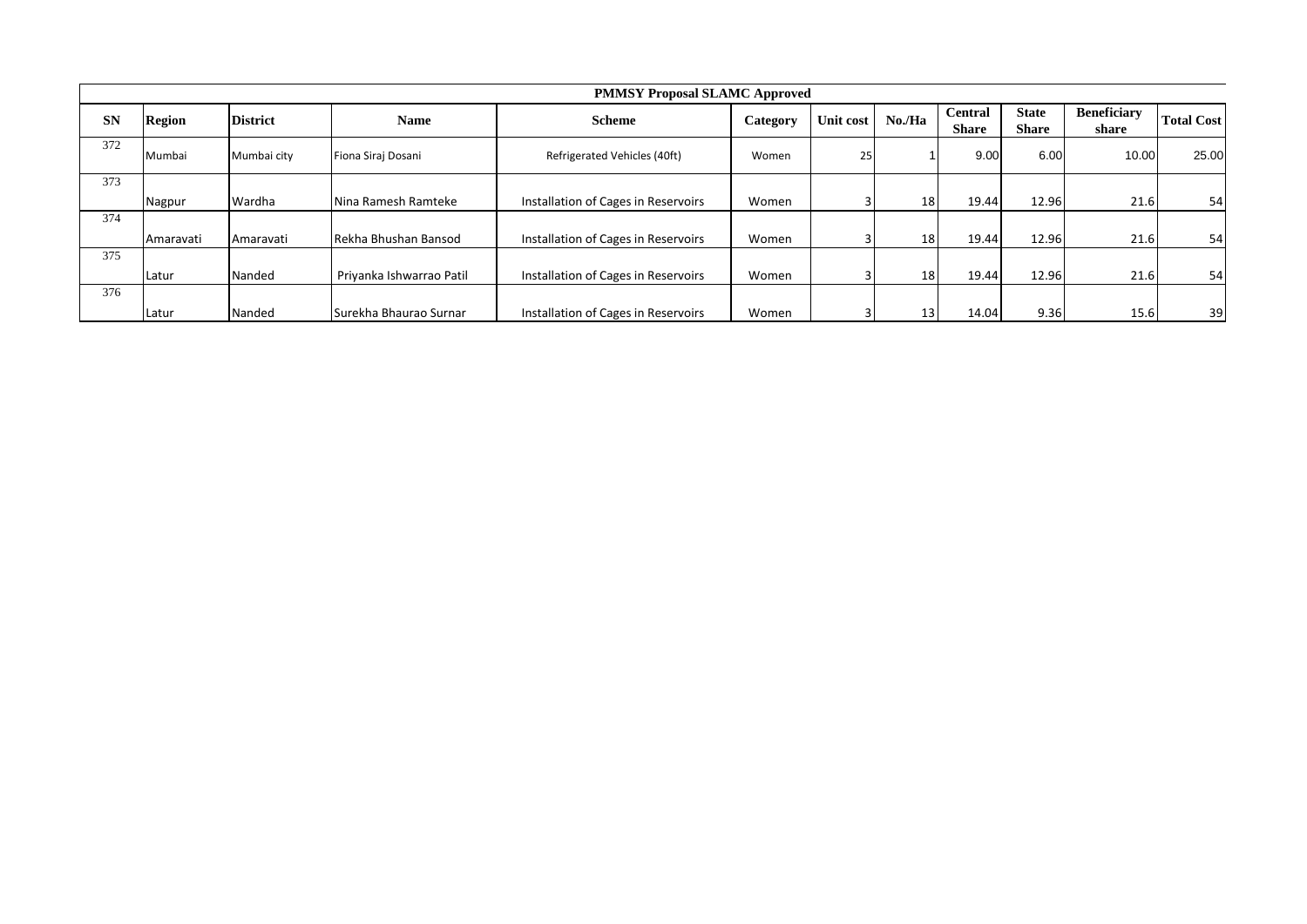| PMMSY Proposal SLAMC Approved | | | | | | | | | | | |
|---|---|---|---|---|---|---|---|---|---|---|---|
| SN | Region | District | Name | Scheme | Category | Unit cost | No./Ha | Central Share | State Share | Beneficiary share | Total Cost |
| 372 | Mumbai | Mumbai city | Fiona Siraj Dosani | Refrigerated Vehicles (40ft) | Women | 25 | 1 | 9.00 | 6.00 | 10.00 | 25.00 |
| 373 | Nagpur | Wardha | Nina Ramesh Ramteke | Installation of Cages in Reservoirs | Women | 3 | 18 | 19.44 | 12.96 | 21.6 | 54 |
| 374 | Amaravati | Amaravati | Rekha Bhushan Bansod | Installation of Cages in Reservoirs | Women | 3 | 18 | 19.44 | 12.96 | 21.6 | 54 |
| 375 | Latur | Nanded | Priyanka Ishwarrao Patil | Installation of Cages in Reservoirs | Women | 3 | 18 | 19.44 | 12.96 | 21.6 | 54 |
| 376 | Latur | Nanded | Surekha Bhaurao Surnar | Installation of Cages in Reservoirs | Women | 3 | 13 | 14.04 | 9.36 | 15.6 | 39 |